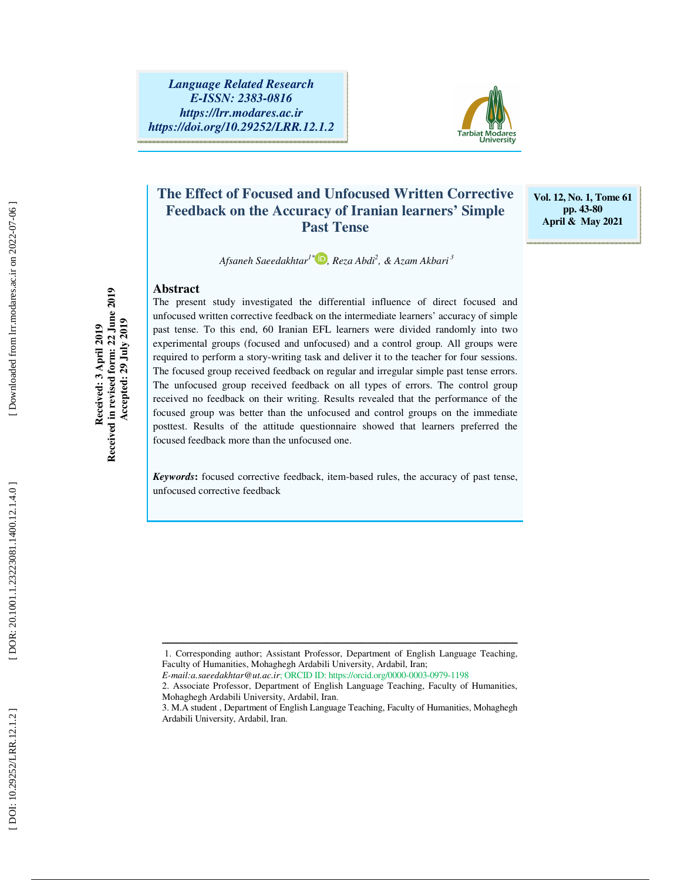Language Related Research
E-ISSN: 2383-0816
https://lrr.modares.ac.ir
https://doi.org/10.29252/LRR.12.1.2

Vol. 12, No. 1, Tome 61
pp. 43-80
April & May 2021

# The Effect of Focused and Unfocused Written Corrective Feedback on the Accuracy of Iranian learners' Simple Past Tense

*Afsaneh Saeedakhtar*[1*], *Reza Abdi*[2], *& Azam Akbari*[3]

Received: 3 April 2019
Received in revised form: 22 June 2019
Accepted: 29 July 2019

## Abstract

The present study investigated the differential influence of direct focused and unfocused written corrective feedback on the intermediate learners' accuracy of simple past tense. To this end, 60 Iranian EFL learners were divided randomly into two experimental groups (focused and unfocused) and a control group. All groups were required to perform a story-writing task and deliver it to the teacher for four sessions. The focused group received feedback on regular and irregular simple past tense errors. The unfocused group received feedback on all types of errors. The control group received no feedback on their writing. Results revealed that the performance of the focused group was better than the unfocused and control groups on the immediate posttest. Results of the attitude questionnaire showed that learners preferred the focused feedback more than the unfocused one.

***Keywords*:** focused corrective feedback, item-based rules, the accuracy of past tense, unfocused corrective feedback

---

1. Corresponding author; Assistant Professor, Department of English Language Teaching, Faculty of Humanities, Mohaghegh Ardabili University, Ardabil, Iran; *E-mail:a.saeedakhtar@ut.ac.ir*; ORCID ID: https://orcid.org/0000-0003-0979-1198
2. Associate Professor, Department of English Language Teaching, Faculty of Humanities, Mohaghegh Ardabili University, Ardabil, Iran.
3. M.A student , Department of English Language Teaching, Faculty of Humanities, Mohaghegh Ardabili University, Ardabil, Iran.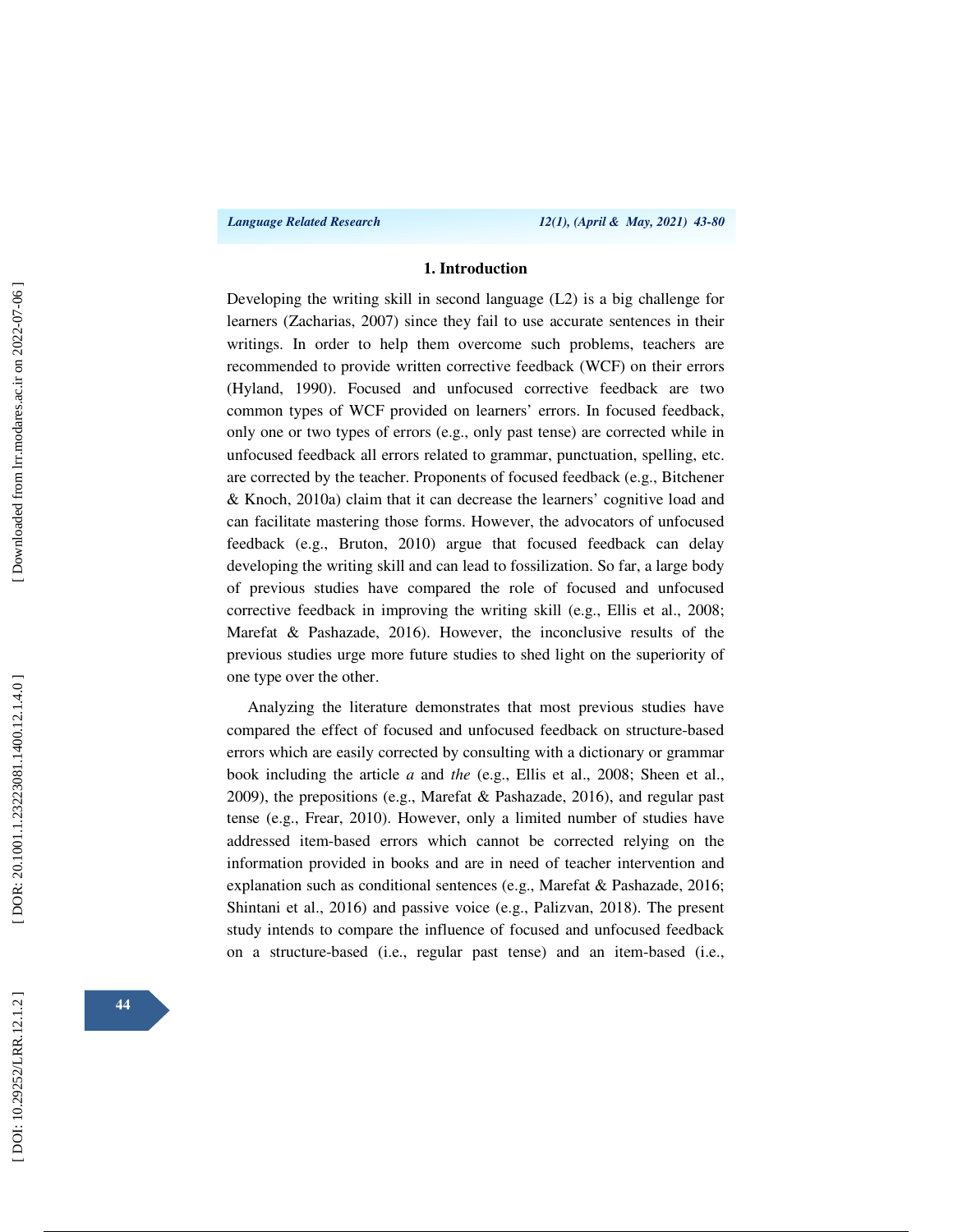## 1. Introduction

Developing the writing skill in second language (L2) is a big challenge for learners (Zacharias, 2007) since they fail to use accurate sentences in their writings. In order to help them overcome such problems, teachers are recommended to provide written corrective feedback (WCF) on their errors (Hyland, 1990). Focused and unfocused corrective feedback are two common types of WCF provided on learners' errors. In focused feedback, only one or two types of errors (e.g., only past tense) are corrected while in unfocused feedback all errors related to grammar, punctuation, spelling, etc. are corrected by the teacher. Proponents of focused feedback (e.g., Bitchener & Knoch, 2010a) claim that it can decrease the learners' cognitive load and can facilitate mastering those forms. However, the advocators of unfocused feedback (e.g., Bruton, 2010) argue that focused feedback can delay developing the writing skill and can lead to fossilization. So far, a large body of previous studies have compared the role of focused and unfocused corrective feedback in improving the writing skill (e.g., Ellis et al., 2008; Marefat & Pashazade, 2016). However, the inconclusive results of the previous studies urge more future studies to shed light on the superiority of one type over the other.

Analyzing the literature demonstrates that most previous studies have compared the effect of focused and unfocused feedback on structure-based errors which are easily corrected by consulting with a dictionary or grammar book including the article *a* and *the* (e.g., Ellis et al., 2008; Sheen et al., 2009), the prepositions (e.g., Marefat & Pashazade, 2016), and regular past tense (e.g., Frear, 2010). However, only a limited number of studies have addressed item-based errors which cannot be corrected relying on the information provided in books and are in need of teacher intervention and explanation such as conditional sentences (e.g., Marefat & Pashazade, 2016; Shintani et al., 2016) and passive voice (e.g., Palizvan, 2018). The present study intends to compare the influence of focused and unfocused feedback on a structure-based (i.e., regular past tense) and an item-based (i.e.,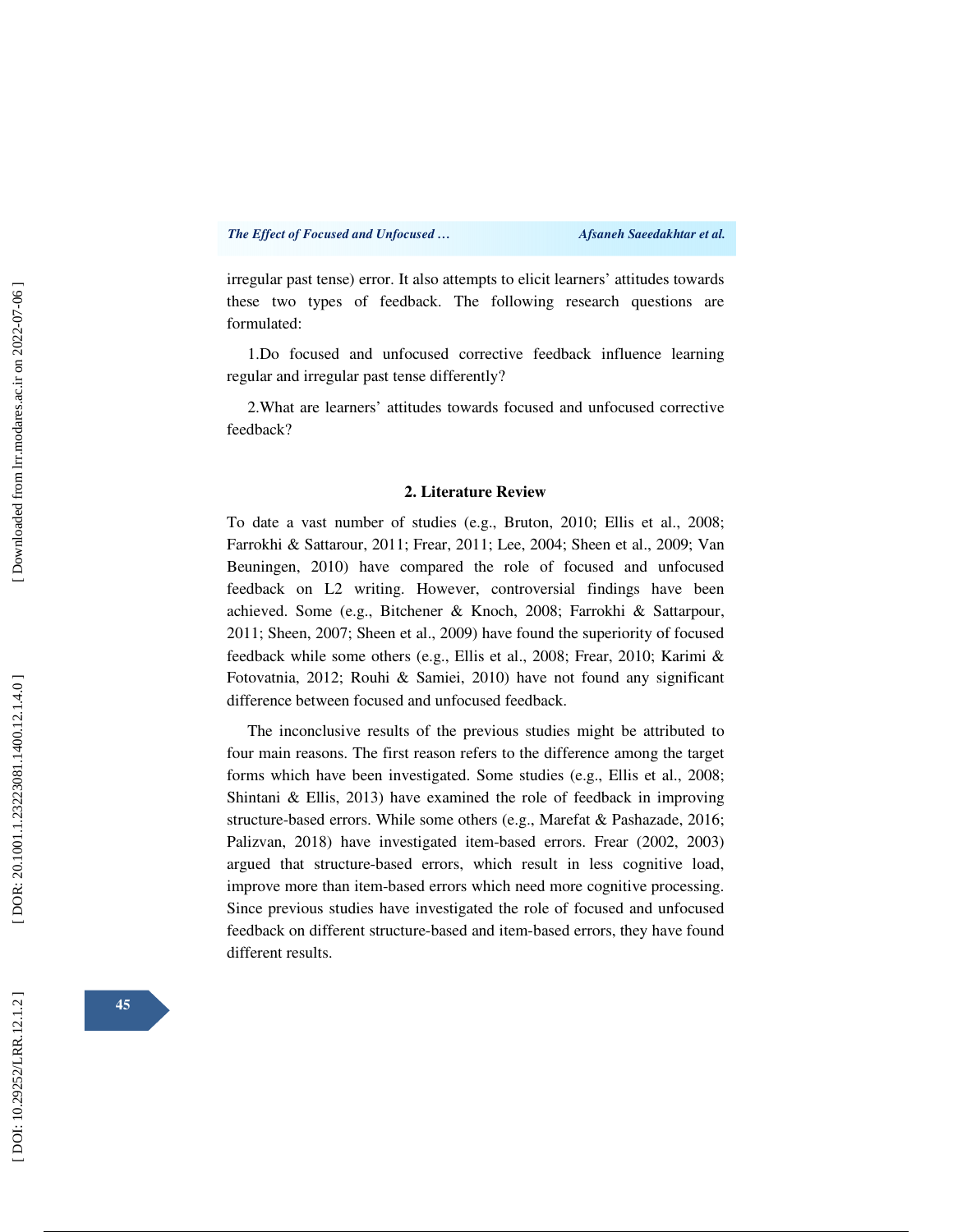irregular past tense) error. It also attempts to elicit learners' attitudes towards these two types of feedback. The following research questions are formulated:

1.Do focused and unfocused corrective feedback influence learning regular and irregular past tense differently?

2.What are learners' attitudes towards focused and unfocused corrective feedback?

## 2. Literature Review

To date a vast number of studies (e.g., Bruton, 2010; Ellis et al., 2008; Farrokhi & Sattarour, 2011; Frear, 2011; Lee, 2004; Sheen et al., 2009; Van Beuningen, 2010) have compared the role of focused and unfocused feedback on L2 writing. However, controversial findings have been achieved. Some (e.g., Bitchener & Knoch, 2008; Farrokhi & Sattarpour, 2011; Sheen, 2007; Sheen et al., 2009) have found the superiority of focused feedback while some others (e.g., Ellis et al., 2008; Frear, 2010; Karimi & Fotovatnia, 2012; Rouhi & Samiei, 2010) have not found any significant difference between focused and unfocused feedback.

The inconclusive results of the previous studies might be attributed to four main reasons. The first reason refers to the difference among the target forms which have been investigated. Some studies (e.g., Ellis et al., 2008; Shintani & Ellis, 2013) have examined the role of feedback in improving structure-based errors. While some others (e.g., Marefat & Pashazade, 2016; Palizvan, 2018) have investigated item-based errors. Frear (2002, 2003) argued that structure-based errors, which result in less cognitive load, improve more than item-based errors which need more cognitive processing. Since previous studies have investigated the role of focused and unfocused feedback on different structure-based and item-based errors, they have found different results.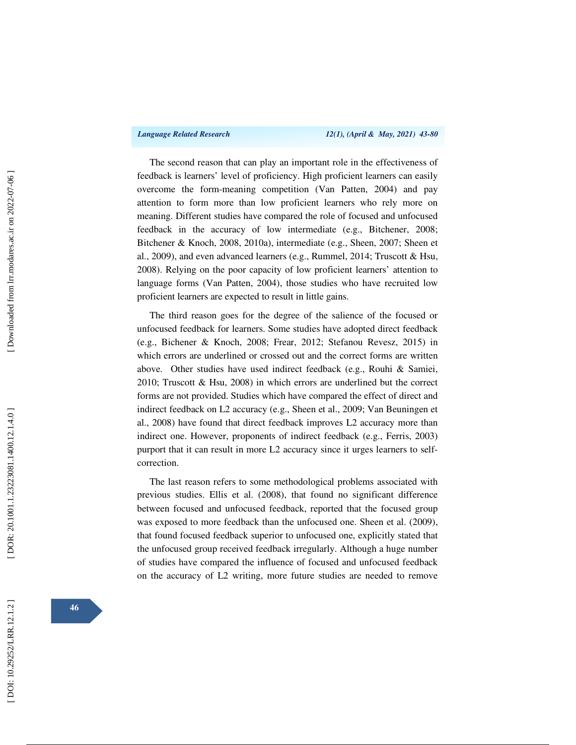The second reason that can play an important role in the effectiveness of feedback is learners' level of proficiency. High proficient learners can easily overcome the form-meaning competition (Van Patten, 2004) and pay attention to form more than low proficient learners who rely more on meaning. Different studies have compared the role of focused and unfocused feedback in the accuracy of low intermediate (e.g., Bitchener, 2008; Bitchener & Knoch, 2008, 2010a), intermediate (e.g., Sheen, 2007; Sheen et al., 2009), and even advanced learners (e.g., Rummel, 2014; Truscott & Hsu, 2008). Relying on the poor capacity of low proficient learners' attention to language forms (Van Patten, 2004), those studies who have recruited low proficient learners are expected to result in little gains.

The third reason goes for the degree of the salience of the focused or unfocused feedback for learners. Some studies have adopted direct feedback (e.g., Bichener & Knoch, 2008; Frear, 2012; Stefanou Revesz, 2015) in which errors are underlined or crossed out and the correct forms are written above. Other studies have used indirect feedback (e.g., Rouhi & Samiei, 2010; Truscott & Hsu, 2008) in which errors are underlined but the correct forms are not provided. Studies which have compared the effect of direct and indirect feedback on L2 accuracy (e.g., Sheen et al., 2009; Van Beuningen et al., 2008) have found that direct feedback improves L2 accuracy more than indirect one. However, proponents of indirect feedback (e.g., Ferris, 2003) purport that it can result in more L2 accuracy since it urges learners to self-correction.

The last reason refers to some methodological problems associated with previous studies. Ellis et al. (2008), that found no significant difference between focused and unfocused feedback, reported that the focused group was exposed to more feedback than the unfocused one. Sheen et al. (2009), that found focused feedback superior to unfocused one, explicitly stated that the unfocused group received feedback irregularly. Although a huge number of studies have compared the influence of focused and unfocused feedback on the accuracy of L2 writing, more future studies are needed to remove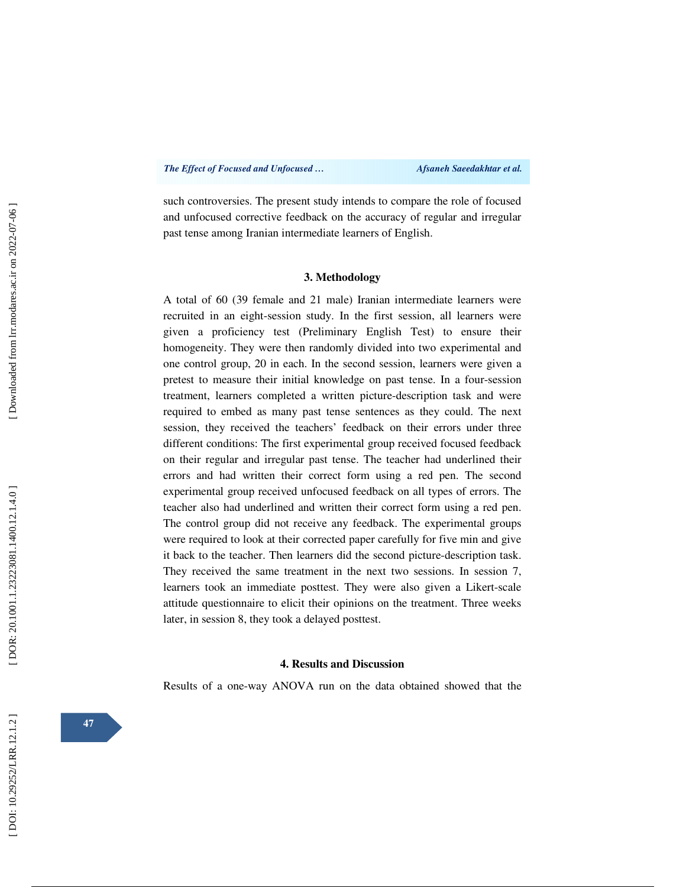such controversies. The present study intends to compare the role of focused and unfocused corrective feedback on the accuracy of regular and irregular past tense among Iranian intermediate learners of English.

## 3. Methodology

A total of 60 (39 female and 21 male) Iranian intermediate learners were recruited in an eight-session study. In the first session, all learners were given a proficiency test (Preliminary English Test) to ensure their homogeneity. They were then randomly divided into two experimental and one control group, 20 in each. In the second session, learners were given a pretest to measure their initial knowledge on past tense. In a four-session treatment, learners completed a written picture-description task and were required to embed as many past tense sentences as they could. The next session, they received the teachers' feedback on their errors under three different conditions: The first experimental group received focused feedback on their regular and irregular past tense. The teacher had underlined their errors and had written their correct form using a red pen. The second experimental group received unfocused feedback on all types of errors. The teacher also had underlined and written their correct form using a red pen. The control group did not receive any feedback. The experimental groups were required to look at their corrected paper carefully for five min and give it back to the teacher. Then learners did the second picture-description task. They received the same treatment in the next two sessions. In session 7, learners took an immediate posttest. They were also given a Likert-scale attitude questionnaire to elicit their opinions on the treatment. Three weeks later, in session 8, they took a delayed posttest.

## 4. Results and Discussion

Results of a one-way ANOVA run on the data obtained showed that the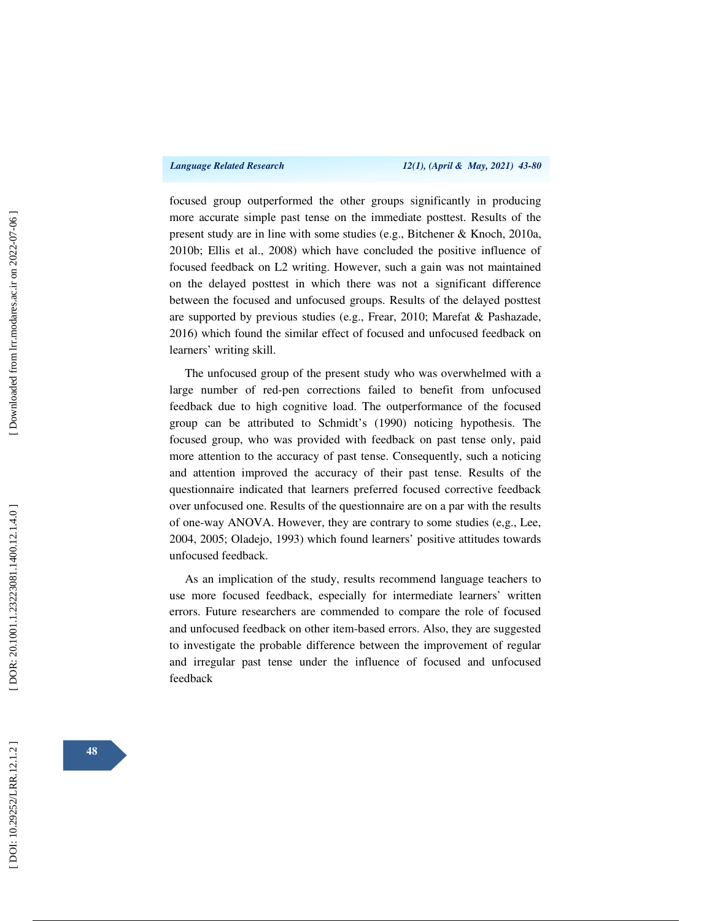focused group outperformed the other groups significantly in producing more accurate simple past tense on the immediate posttest. Results of the present study are in line with some studies (e.g., Bitchener & Knoch, 2010a, 2010b; Ellis et al., 2008) which have concluded the positive influence of focused feedback on L2 writing. However, such a gain was not maintained on the delayed posttest in which there was not a significant difference between the focused and unfocused groups. Results of the delayed posttest are supported by previous studies (e.g., Frear, 2010; Marefat & Pashazade, 2016) which found the similar effect of focused and unfocused feedback on learners' writing skill.

The unfocused group of the present study who was overwhelmed with a large number of red-pen corrections failed to benefit from unfocused feedback due to high cognitive load. The outperformance of the focused group can be attributed to Schmidt's (1990) noticing hypothesis. The focused group, who was provided with feedback on past tense only, paid more attention to the accuracy of past tense. Consequently, such a noticing and attention improved the accuracy of their past tense. Results of the questionnaire indicated that learners preferred focused corrective feedback over unfocused one. Results of the questionnaire are on a par with the results of one-way ANOVA. However, they are contrary to some studies (e,g., Lee, 2004, 2005; Oladejo, 1993) which found learners' positive attitudes towards unfocused feedback.

As an implication of the study, results recommend language teachers to use more focused feedback, especially for intermediate learners' written errors. Future researchers are commended to compare the role of focused and unfocused feedback on other item-based errors. Also, they are suggested to investigate the probable difference between the improvement of regular and irregular past tense under the influence of focused and unfocused feedback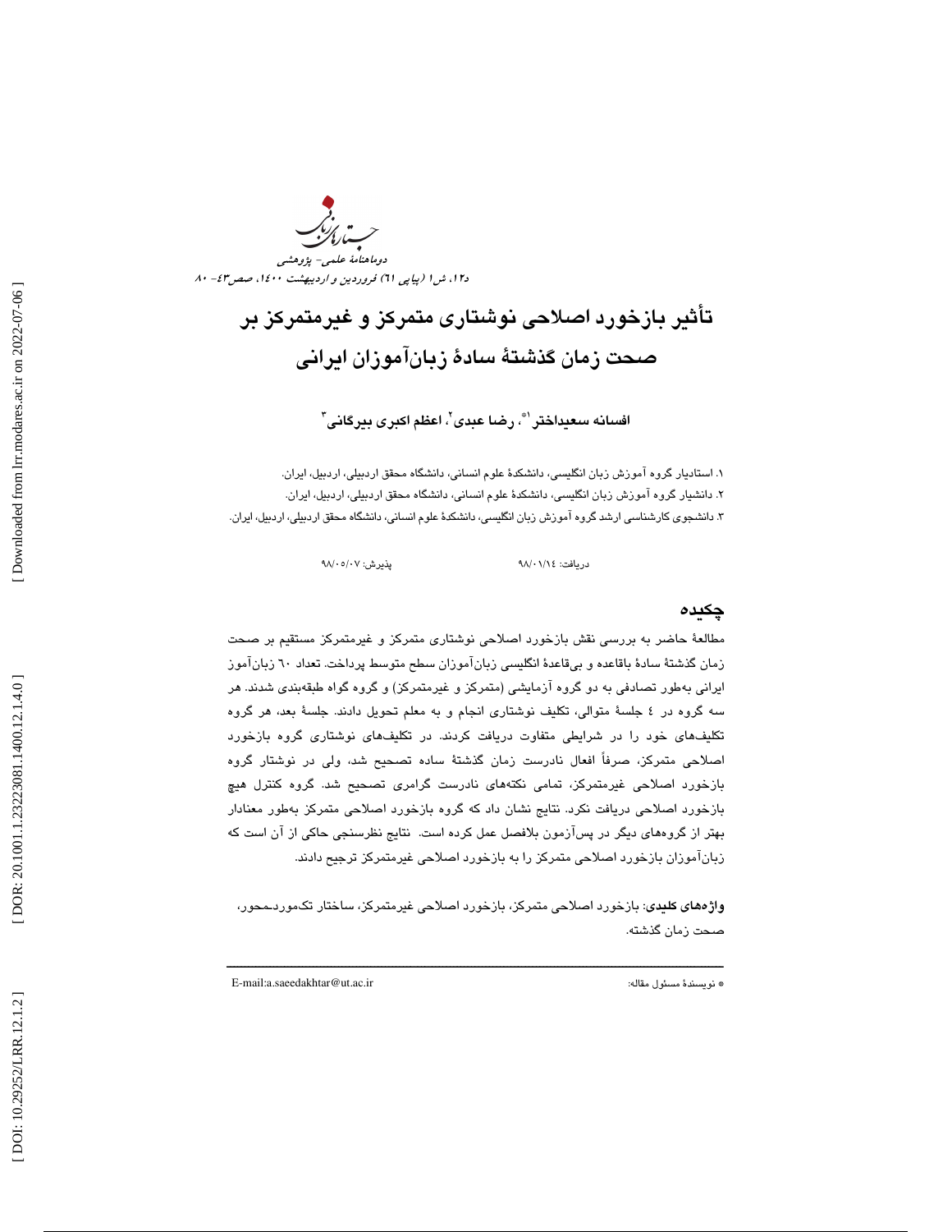# تأثیر بازخورد اصلاحی نوشتاری متمرکز و غیرمتمرکز بر صحت زمان گذشتهٔ سادهٔ زبان‌آموزان ایرانی

**افسانه سعیداختر** [1*]**، رضا عبدی** [2]**، اعظم اکبری بیرگانی** [3]

۱. استادیار گروه آموزش زبان انگلیسی، دانشکدهٔ علوم انسانی، دانشگاه محقق اردبیلی، اردبیل، ایران.
۲. دانشیار گروه آموزش زبان انگلیسی، دانشکدهٔ علوم انسانی، دانشگاه محقق اردبیلی، اردبیل، ایران.
۳. دانشجوی کارشناسی ارشد گروه آموزش زبان انگلیسی، دانشکدهٔ علوم انسانی، دانشگاه محقق اردبیلی، اردبیل، ایران.

دریافت: ۹۸/۰۱/۱۴ پذیرش: ۹۸/۰۵/۰۷

## چکیده

مطالعهٔ حاضر به بررسی نقش بازخورد اصلاحی نوشتاری متمرکز و غیرمتمرکز مستقیم بر صحت زمان گذشتهٔ سادهٔ باقاعده و بی‌قاعدهٔ انگلیسی زبان‌آموزان سطح متوسط پرداخت. تعداد ۶۰ زبان‌آموز ایرانی به‌طور تصادفی به دو گروه آزمایشی (متمرکز و غیرمتمرکز) و گروه گواه طبقه‌بندی شدند. هر سه گروه در ۴ جلسهٔ متوالی، تکلیف نوشتاری انجام و به معلم تحویل دادند. جلسهٔ بعد، هر گروه تکلیف‌های خود را در شرایطی متفاوت دریافت کردند. در تکلیف‌های نوشتاری گروه بازخورد اصلاحی متمرکز، صرفاً افعال نادرست زمان گذشتهٔ ساده تصحیح شد، ولی در نوشتار گروه بازخورد اصلاحی غیرمتمرکز، تمامی نکته‌های نادرست گرامری تصحیح شد. گروه کنترل هیچ بازخورد اصلاحی دریافت نکرد. نتایج نشان داد که گروه بازخورد اصلاحی متمرکز به‌طور معنادار بهتر از گروه‌های دیگر در پس‌آزمون بلافصل عمل کرده است. نتایج نظرسنجی حاکی از آن است که زبان‌آموزان بازخورد اصلاحی متمرکز را به بازخورد اصلاحی غیرمتمرکز ترجیح دادند.

**واژه‌های کلیدی**: بازخورد اصلاحی متمرکز، بازخورد اصلاحی غیرمتمرکز، ساختار تک‌موردـمحور، صحت زمان گذشته.

---

* نویسندهٔ مسئول مقاله: E-mail:a.saeedakhtar@ut.ac.ir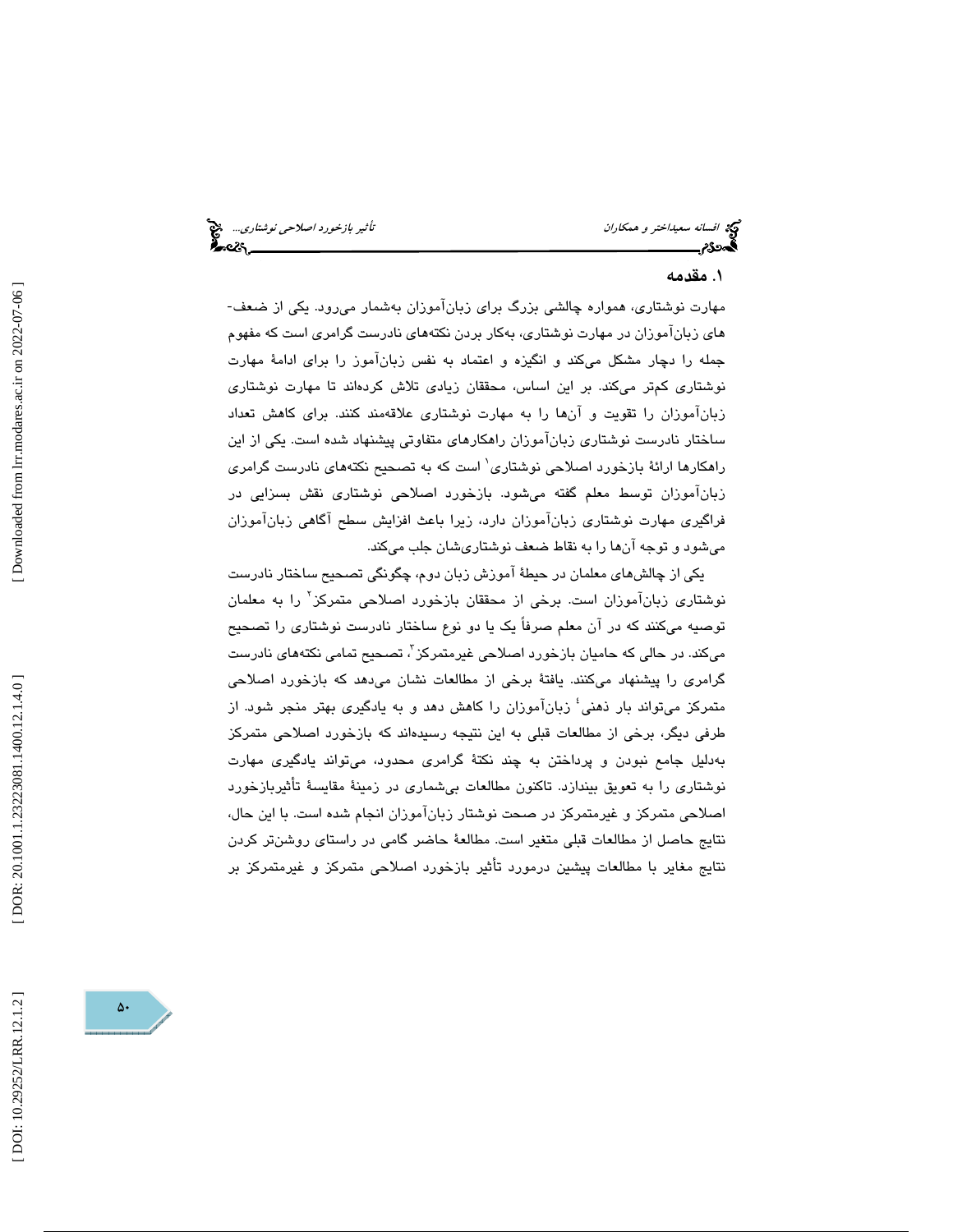## ۱. مقدمه

مهارت نوشتاری، همواره چالشی بزرگ برای زبان‌آموزان به‌شمار می‌رود. یکی از ضعف-های زبان‌آموزان در مهارت نوشتاری، به‌کار بردن نکته‌های نادرست گرامری است که مفهوم جمله را دچار مشکل می‌کند و انگیزه و اعتماد به نفس زبان‌آموز را برای ادامهٔ مهارت نوشتاری کم‌تر می‌کند. بر این اساس، محققان زیادی تلاش کرده‌اند تا مهارت نوشتاری زبان‌آموزان را تقویت و آن‌ها را به مهارت نوشتاری علاقه‌مند کنند. برای کاهش تعداد ساختار نادرست نوشتاری زبان‌آموزان راهکارهای متفاوتی پیشنهاد شده است. یکی از این راهکارها ارائهٔ بازخورد اصلاحی نوشتاری[1] است که به تصحیح نکته‌های نادرست گرامری زبان‌آموزان توسط معلم گفته می‌شود. بازخورد اصلاحی نوشتاری نقش بسزایی در فراگیری مهارت نوشتاری زبان‌آموزان دارد، زیرا باعث افزایش سطح آگاهی زبان‌آموزان می‌شود و توجه آن‌ها را به نقاط ضعف نوشتاری‌شان جلب می‌کند.

یکی از چالش‌های معلمان در حیطهٔ آموزش زبان دوم، چگونگی تصحیح ساختار نادرست نوشتاری زبان‌آموزان است. برخی از محققان بازخورد اصلاحی متمرکز[2] را به معلمان توصیه می‌کنند که در آن معلم صرفاً یک یا دو نوع ساختار نادرست نوشتاری را تصحیح می‌کند. در حالی که حامیان بازخورد اصلاحی غیرمتمرکز[3]، تصحیح تمامی نکته‌های نادرست گرامری را پیشنهاد می‌کنند. یافتهٔ برخی از مطالعات نشان می‌دهد که بازخورد اصلاحی متمرکز می‌تواند بار ذهنی[4] زبان‌آموزان را کاهش دهد و به یادگیری بهتر منجر شود. از طرفی دیگر، برخی از مطالعات قبلی به این نتیجه رسیده‌اند که بازخورد اصلاحی متمرکز به‌دلیل جامع نبودن و پرداختن به چند نکتهٔ گرامری محدود، می‌تواند یادگیری مهارت نوشتاری را به تعویق بیندازد. تاکنون مطالعات بی‌شماری در زمینهٔ مقایسهٔ تأثیربازخورد اصلاحی متمرکز و غیرمتمرکز در صحت نوشتار زبان‌آموزان انجام شده است. با این حال، نتایج حاصل از مطالعات قبلی متغیر است. مطالعهٔ حاضر گامی در راستای روشن‌تر کردن نتایج مغایر با مطالعات پیشین درمورد تأثیر بازخورد اصلاحی متمرکز و غیرمتمرکز بر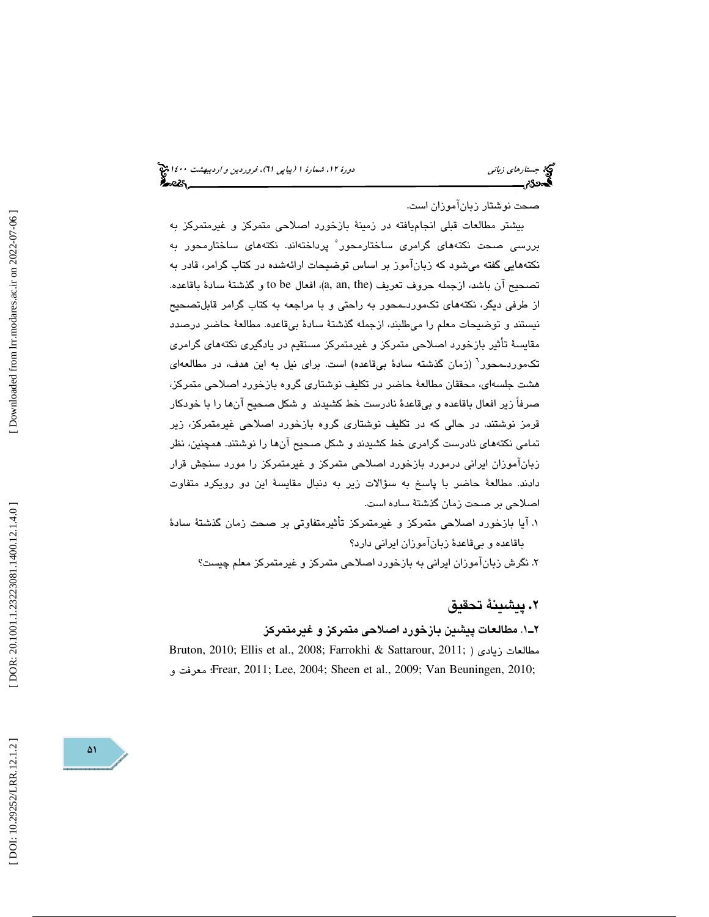صحت نوشتار زبان‌آموزان است.

بیشتر مطالعات قبلی انجام‌یافته در زمینهٔ بازخورد اصلاحی متمرکز و غیرمتمرکز به بررسی صحت نکته‌های گرامری ساختارمحور[5] پرداخته‌اند. نکته‌های ساختارمحور به نکته‌هایی گفته می‌شود که زبان‌آموز بر اساس توضیحات ارائه‌شده در کتاب گرامر، قادر به تصحیح آن باشد، ازجمله حروف تعریف (a, an, the)، افعال to be و گذشتهٔ سادهٔ باقاعده. از طرفی دیگر، نکته‌های تک‌موردـمحور به راحتی و با مراجعه به کتاب گرامر قابل‌تصحیح نیستند و توضیحات معلم را می‌طلبند، ازجمله گذشتهٔ سادهٔ بی‌قاعده. مطالعهٔ حاضر درصدد مقایسهٔ تأثیر بازخورد اصلاحی متمرکز و غیرمتمرکز مستقیم در یادگیری نکته‌های گرامری تک‌موردـمحور[6] (زمان گذشته سادهٔ بی‌قاعده) است. برای نیل به این هدف، در مطالعه‌ای هشت جلسه‌ای، محققان مطالعهٔ حاضر در تکلیف نوشتاری گروه بازخورد اصلاحی متمرکز، صرفاً زیر افعال باقاعده و بی‌قاعدهٔ نادرست خط کشیدند و شکل صحیح آن‌ها را با خودکار قرمز نوشتند. در حالی که در تکلیف نوشتاری گروه بازخورد اصلاحی غیرمتمرکز، زیر تمامی نکته‌های نادرست گرامری خط کشیدند و شکل صحیح آن‌ها را نوشتند. همچنین، نظر زبان‌آموزان ایرانی درمورد بازخورد اصلاحی متمرکز و غیرمتمرکز را مورد سنجش قرار دادند. مطالعهٔ حاضر با پاسخ به سؤالات زیر به دنبال مقایسهٔ این دو رویکرد متفاوت اصلاحی بر صحت زمان گذشتهٔ ساده است.

۱. آیا بازخورد اصلاحی متمرکز و غیرمتمرکز تأثیرمتفاوتی بر صحت زمان گذشتهٔ سادهٔ باقاعده و بی‌قاعدهٔ زبان‌آموزان ایرانی دارد؟

۲. نگرش زبان‌آموزان ایرانی به بازخورد اصلاحی متمرکز و غیرمتمرکز معلم چیست؟

## ۲. پیشینهٔ تحقیق

### ۲ـ۱. مطالعات پیشین بازخورد اصلاحی متمرکز و غیرمتمرکز

مطالعات زیادی ( Bruton, 2010; Ellis et al., 2008; Farrokhi & Sattarour, 2011; Frear, 2011; Lee, 2004; Sheen et al., 2009; Van Beuningen, 2010؛ معرفت و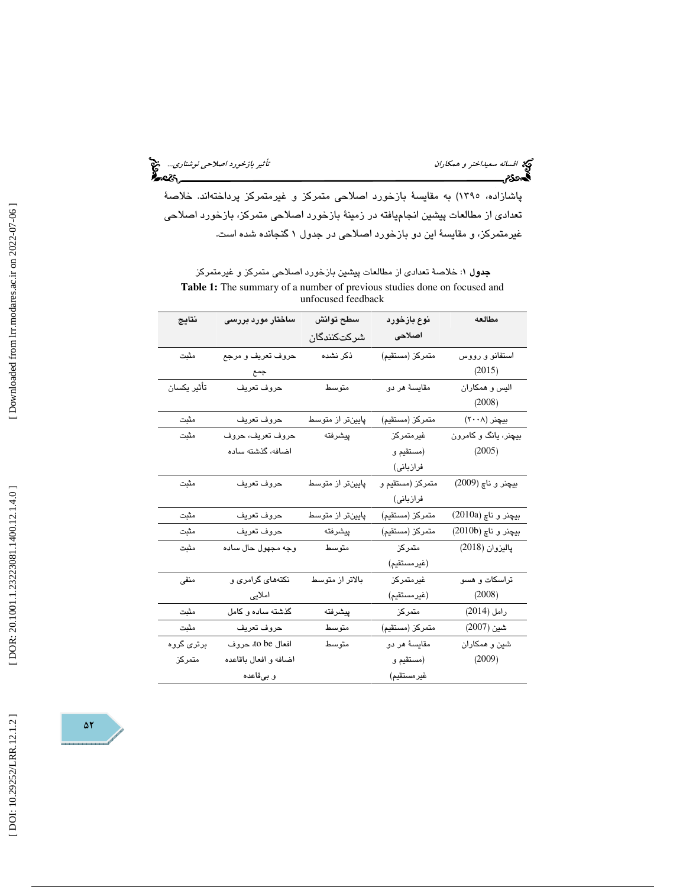پاشازاده، ۱۳۹۵) به مقایسهٔ بازخورد اصلاحی متمرکز و غیرمتمرکز پرداخته‌اند. خلاصهٔ تعدادی از مطالعات پیشین انجام‌یافته در زمینهٔ بازخورد اصلاحی متمرکز، بازخورد اصلاحی غیرمتمرکز، و مقایسهٔ این دو بازخورد اصلاحی در جدول ۱ گنجانده شده است.

**جدول ۱**: خلاصهٔ تعدادی از مطالعات پیشین بازخورد اصلاحی متمرکز و غیرمتمرکز

**Table 1:** The summary of a number of previous studies done on focused and unfocused feedback

| مطالعه | نوع بازخورد اصلاحی | سطح توانش شرکت‌کنندگان | ساختار مورد بررسی | نتایج |
|---|---|---|---|---|
| استفانو و رووس (2015) | متمرکز (مستقیم) | ذکر نشده | حروف تعریف و مرجع جمع | مثبت |
| الیس و همکاران (2008) | مقایسهٔ هر دو | متوسط | حروف تعریف | تأثیر یکسان |
| بیچنر (۲۰۰۸) | متمرکز (مستقیم) | پایین‌تر از متوسط | حروف تعریف | مثبت |
| بیچنر، یانگ و کامرون (2005) | غیرمتمرکز (مستقیم و فرازبانی) | پیشرفته | حروف تعریف، حروف اضافه، گذشته ساده | مثبت |
| بیچنر و ناچ (2009) | متمرکز (مستقیم و فرازبانی) | پایین‌تر از متوسط | حروف تعریف | مثبت |
| بیچنر و ناچ (2010a) | متمرکز (مستقیم) | پایین‌تر از متوسط | حروف تعریف | مثبت |
| بیچنر و ناچ (2010b) | متمرکز (مستقیم) | پیشرفته | حروف تعریف | مثبت |
| پالیزوان (2018) | متمرکز (غیرمستقیم) | متوسط | وجه مجهول حال ساده | مثبت |
| تراسکات و هسو (2008) | غیرمتمرکز (غیرمستقیم) | بالاتر از متوسط | نکته‌های گرامری و املایی | منفی |
| رامل (2014) | متمرکز | پیشرفته | گذشته ساده و کامل | مثبت |
| شین (2007) | متمرکز (مستقیم) | متوسط | حروف تعریف | مثبت |
| شین و همکاران (2009) | مقایسهٔ هر دو (مستقیم و غیرمستقیم) | متوسط | افعال to be، حروف اضافه و افعال باقاعده و بی‌قاعده | برتری گروه متمرکز |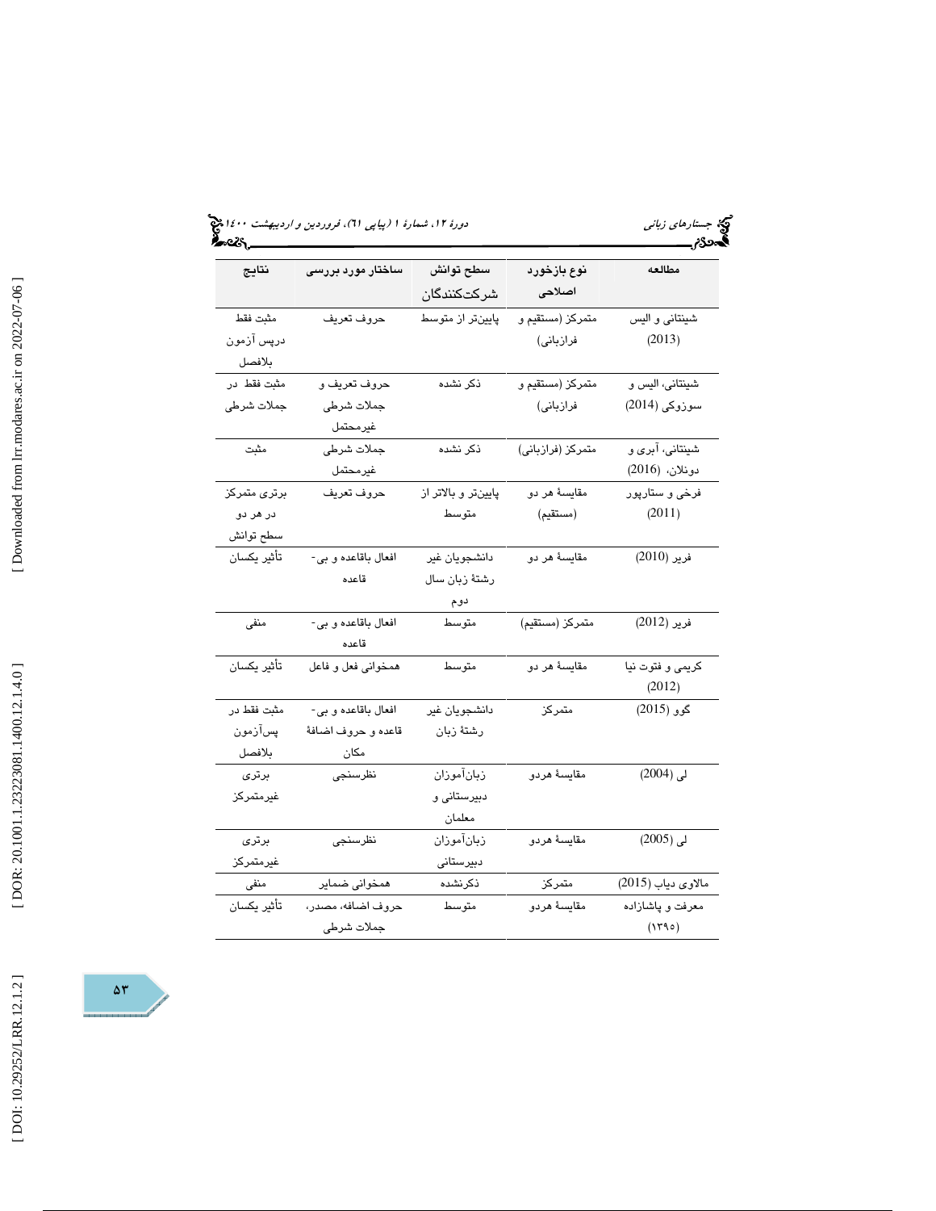| مطالعه | نوع بازخورد اصلاحی | سطح توانش شرکت‌کنندگان | ساختار مورد بررسی | نتایج |
|---|---|---|---|---|
| شینتانی و الیس (2013) | متمرکز (مستقیم و فرازبانی) | پایین‌تر از متوسط | حروف تعریف | مثبت فقط درپس آزمون بلافصل |
| شینتانی، الیس و سوزوکی (2014) | متمرکز (مستقیم و فرازبانی) | ذکر نشده | حروف تعریف و جملات شرطی غیرمحتمل | مثبت فقط در جملات شرطی |
| شینتانی، آبری و دونلان، (2016) | متمرکز (فرازبانی) | ذکر نشده | جملات شرطی غیرمحتمل | مثبت |
| فرخی و ستارپور (2011) | مقایسهٔ هر دو (مستقیم) | پایین‌تر و بالاتر از متوسط | حروف تعریف | برتری متمرکز در هر دو سطح توانش |
| فریر (2010) | مقایسهٔ هر دو | دانشجویان غیر رشتهٔ زبان سال دوم | افعال باقاعده و بی‌-قاعده | تأثیر یکسان |
| فریر (2012) | متمرکز (مستقیم) | متوسط | افعال باقاعده و بی‌-قاعده | منفی |
| کریمی و فتوت نیا (2012) | مقایسهٔ هر دو | متوسط | همخوانی فعل و فاعل | تأثیر یکسان |
| گوو (2015) | متمرکز | دانشجویان غیر رشتهٔ زبان | افعال باقاعده و بی‌-قاعده و حروف اضافهٔ مکان | مثبت فقط در پس‌آزمون بلافصل |
| لی (2004) | مقایسهٔ هردو | زبان‌آموزان دبیرستانی و معلمان | نظرسنجی | برتری غیرمتمرکز |
| لی (2005) | مقایسهٔ هردو | زبان‌آموزان دبیرستانی | نظرسنجی | برتری غیرمتمرکز |
| مالاوی دیاب (2015) | متمرکز | ذکرنشده | همخوانی ضمایر | منفی |
| معرفت و پاشازاده (۱۳۹۰) | مقایسهٔ هردو | متوسط | حروف اضافه، مصدر، جملات شرطی | تأثیر یکسان |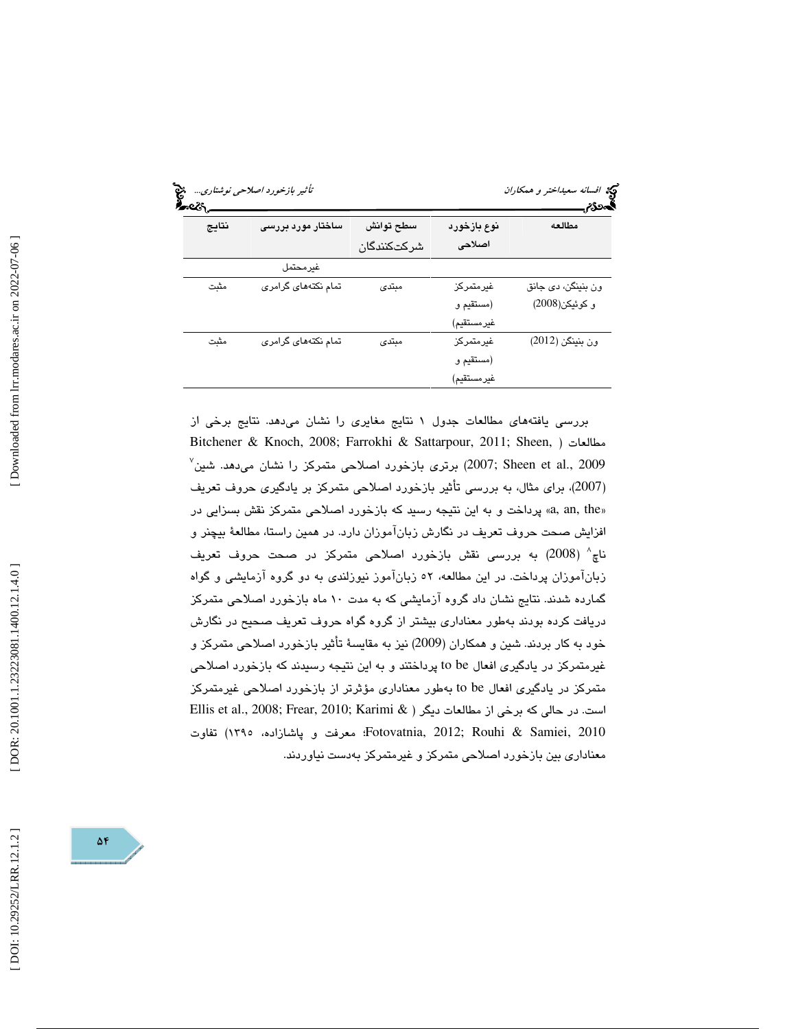| مطالعه | نوع بازخورد اصلاحی | سطح توانش شرکت‌کنندگان | ساختار مورد بررسی | نتایج |
|---|---|---|---|---|
| | | | غیرمحتمل | |
| ون بنینگن، دی جانق و کوئیکن(2008) | غیرمتمرکز (مستقیم و غیرمستقیم) | مبتدی | تمام نکته‌های گرامری | مثبت |
| ون بنینگن (2012) | غیرمتمرکز (مستقیم و غیرمستقیم) | مبتدی | تمام نکته‌های گرامری | مثبت |

بررسی یافته‌های مطالعات جدول ۱ نتایج مغایری را نشان می‌دهد. نتایج برخی از مطالعات ( Bitchener & Knoch, 2008; Farrokhi & Sattarpour, 2011; Sheen, 2007; Sheen et al., 2009) برتری بازخورد اصلاحی متمرکز را نشان می‌دهد. شین[7] (2007)، برای مثال، به بررسی تأثیر بازخورد اصلاحی متمرکز بر یادگیری حروف تعریف «a, an, the» پرداخت و به این نتیجه رسید که بازخورد اصلاحی متمرکز نقش بسزایی در افزایش صحت حروف تعریف در نگارش زبان‌آموزان دارد. در همین راستا، مطالعهٔ بیچنر و ناچ[8] (2008) به بررسی نقش بازخورد اصلاحی متمرکز در صحت حروف تعریف زبان‌آموزان پرداخت. در این مطالعه، ۵۲ زبان‌آموز نیوزلندی به دو گروه آزمایشی و گواه گمارده شدند. نتایج نشان داد گروه آزمایشی که به مدت ۱۰ ماه بازخورد اصلاحی متمرکز دریافت کرده بودند به‌طور معناداری بیشتر از گروه گواه حروف تعریف صحیح در نگارش خود به کار بردند. شین و همکاران (2009) نیز به مقایسهٔ تأثیر بازخورد اصلاحی متمرکز و غیرمتمرکز در یادگیری افعال to be پرداختند و به این نتیجه رسیدند که بازخورد اصلاحی متمرکز در یادگیری افعال to be به‌طور معناداری مؤثرتر از بازخورد اصلاحی غیرمتمرکز است. در حالی که برخی از مطالعات دیگر ( Ellis et al., 2008; Frear, 2010; Karimi & Fotovatnia, 2012; Rouhi & Samiei, 2010؛ معرفت و پاشازاده، ۱۳۹۰) تفاوت معناداری بین بازخورد اصلاحی متمرکز و غیرمتمرکز به‌دست نیاوردند.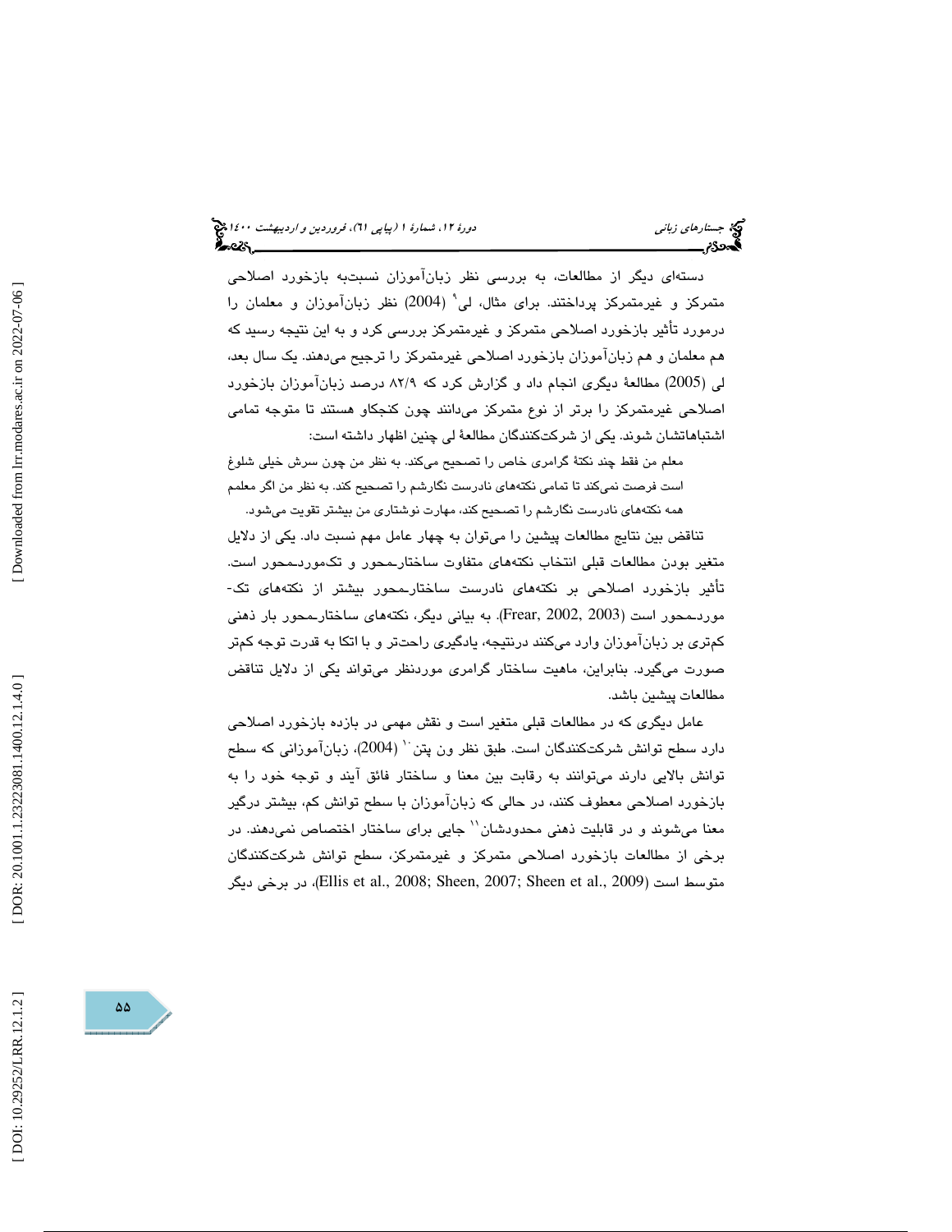دسته‌ای دیگر از مطالعات، به بررسی نظر زبان‌آموزان نسبت‌به بازخورد اصلاحی متمرکز و غیرمتمرکز پرداختند. برای مثال، لی[9] (2004) نظر زبان‌آموزان و معلمان را درمورد تأثیر بازخورد اصلاحی متمرکز و غیرمتمرکز بررسی کرد و به این نتیجه رسید که هم معلمان و هم زبان‌آموزان بازخورد اصلاحی غیرمتمرکز را ترجیح می‌دهند. یک سال بعد، لی (2005) مطالعهٔ دیگری انجام داد و گزارش کرد که ۸۲/۹ درصد زبان‌آموزان بازخورد اصلاحی غیرمتمرکز را برتر از نوع متمرکز می‌دانند چون کنجکاو هستند تا متوجه تمامی اشتباهاتشان شوند. یکی از شرکت‌کنندگان مطالعهٔ لی چنین اظهار داشته است:

> معلم من فقط چند نکتهٔ گرامری خاص را تصحیح می‌کند. به نظر من چون سرش خیلی شلوغ است فرصت نمی‌کند تا تمامی نکته‌های نادرست نگارشم را تصحیح کند. به نظر من اگر معلم همه نکته‌های نادرست نگارشم را تصحیح کند، مهارت نوشتاری من بیشتر تقویت می‌شود.

تناقض بین نتایج مطالعات پیشین را می‌توان به چهار عامل مهم نسبت داد. یکی از دلایل متغیر بودن مطالعات قبلی انتخاب نکته‌های متفاوت ساختار-محور و تک‌مورد-محور است. تأثیر بازخورد اصلاحی بر نکته‌های نادرست ساختار-محور بیشتر از نکته‌های تک-مورد-محور است (Frear, 2002, 2003). به بیانی دیگر، نکته‌های ساختار-محور بار ذهنی کم‌تری بر زبان‌آموزان وارد می‌کنند درنتیجه، یادگیری راحت‌تر و با اتکا به قدرت توجه کم‌تر صورت می‌گیرد. بنابراین، ماهیت ساختار گرامری موردنظر می‌تواند یکی از دلایل تناقض مطالعات پیشین باشد.

عامل دیگری که در مطالعات قبلی متغیر است و نقش مهمی در بازده بازخورد اصلاحی دارد سطح توانش شرکت‌کنندگان است. طبق نظر ون پتن[10] (2004)، زبان‌آموزانی که سطح توانش بالایی دارند می‌توانند به رقابت بین معنا و ساختار فائق آیند و توجه خود را به بازخورد اصلاحی معطوف کنند، در حالی که زبان‌آموزان با سطح توانش کم، بیشتر درگیر معنا می‌شوند و در قابلیت ذهنی محدودشان[11] جایی برای ساختار اختصاص نمی‌دهند. در برخی از مطالعات بازخورد اصلاحی متمرکز و غیرمتمرکز، سطح توانش شرکت‌کنندگان متوسط است (Ellis et al., 2008; Sheen, 2007; Sheen et al., 2009)، در برخی دیگر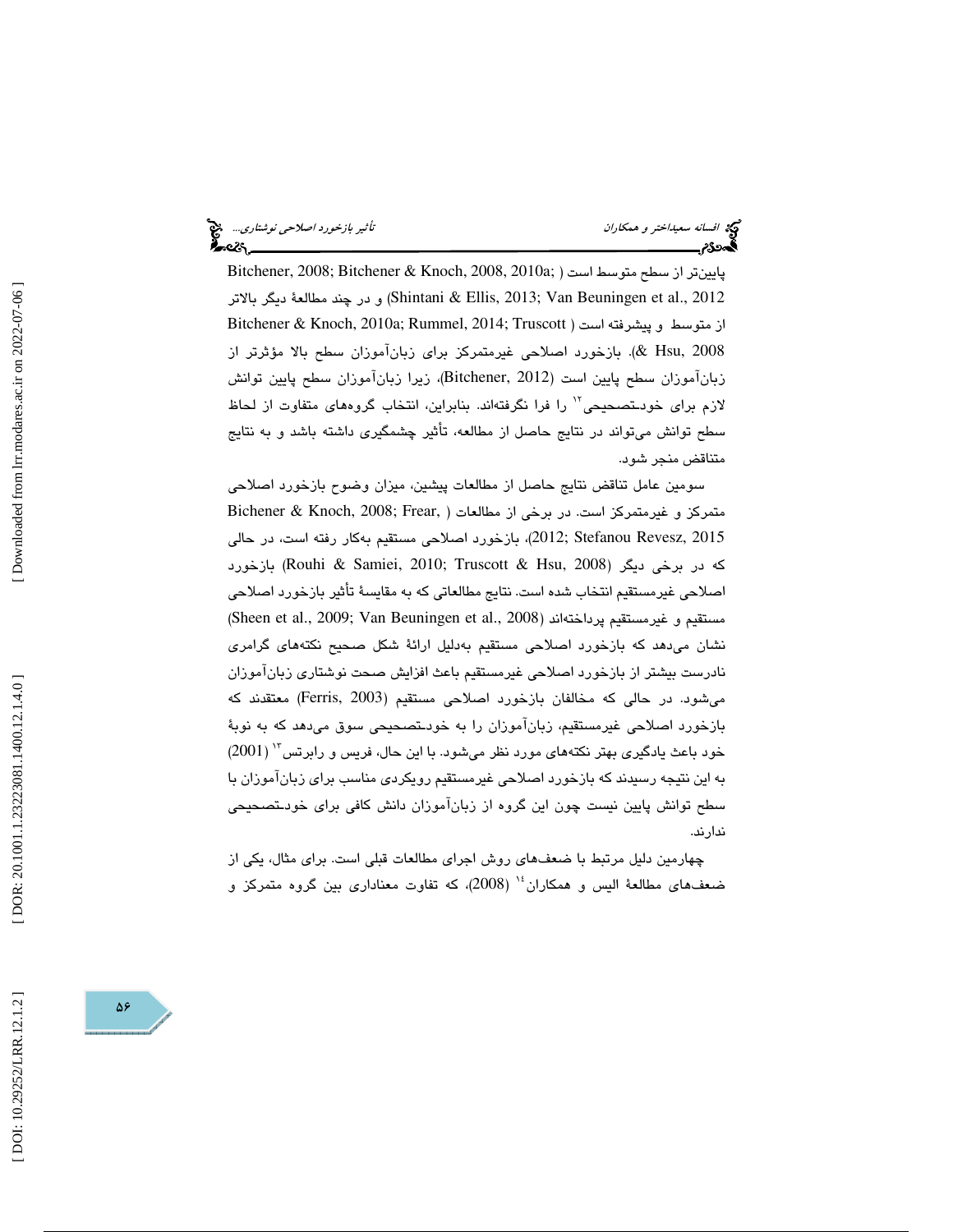پایین‌تر از سطح متوسط است (Bitchener, 2008; Bitchener & Knoch, 2008, 2010a; Shintani & Ellis, 2013; Van Beuningen et al., 2012) و در چند مطالعۀ دیگر بالاتر از متوسط و پیشرفته است (Bitchener & Knoch, 2010a; Rummel, 2014; Truscott & Hsu, 2008). بازخورد اصلاحی غیرمتمرکز برای زبان‌آموزان سطح بالا مؤثرتر از زبان‌آموزان سطح پایین است (Bitchener, 2012)، زیرا زبان‌آموزان سطح پایین توانش لازم برای خودتصحیحی[12] را فرا نگرفته‌اند. بنابراین، انتخاب گروه‌های متفاوت از لحاظ سطح توانش می‌تواند در نتایج حاصل از مطالعه، تأثیر چشمگیری داشته باشد و به نتایج متناقض منجر شود.

سومین عامل تناقض نتایج حاصل از مطالعات پیشین، میزان وضوح بازخورد اصلاحی متمرکز و غیرمتمرکز است. در برخی از مطالعات (Bichener & Knoch, 2008; Frear, 2012; Stefanou Revesz, 2015)، بازخورد اصلاحی مستقیم به‌کار رفته است، در حالی که در برخی دیگر (Rouhi & Samiei, 2010; Truscott & Hsu, 2008) بازخورد اصلاحی غیرمستقیم انتخاب شده است. نتایج مطالعاتی که به مقایسۀ تأثیر بازخورد اصلاحی مستقیم و غیرمستقیم پرداخته‌اند (Sheen et al., 2009; Van Beuningen et al., 2008) نشان می‌دهد که بازخورد اصلاحی مستقیم به‌دلیل ارائۀ شکل صحیح نکته‌های گرامری نادرست بیشتر از بازخورد اصلاحی غیرمستقیم باعث افزایش صحت نوشتاری زبان‌آموزان می‌شود. در حالی که مخالفان بازخورد اصلاحی مستقیم (Ferris, 2003) معتقدند که بازخورد اصلاحی غیرمستقیم، زبان‌آموزان را به خودتصحیحی سوق می‌دهد که به نوبۀ خود باعث یادگیری بهتر نکته‌های مورد نظر می‌شود. با این حال، فریس و رابرتس[13] (2001) به این نتیجه رسیدند که بازخورد اصلاحی غیرمستقیم رویکردی مناسب برای زبان‌آموزان با سطح توانش پایین نیست چون این گروه از زبان‌آموزان دانش کافی برای خودتصحیحی ندارند.

چهارمین دلیل مرتبط با ضعف‌های روش اجرای مطالعات قبلی است. برای مثال، یکی از ضعف‌های مطالعۀ الیس و همکاران[14] (2008)، که تفاوت معناداری بین گروه متمرکز و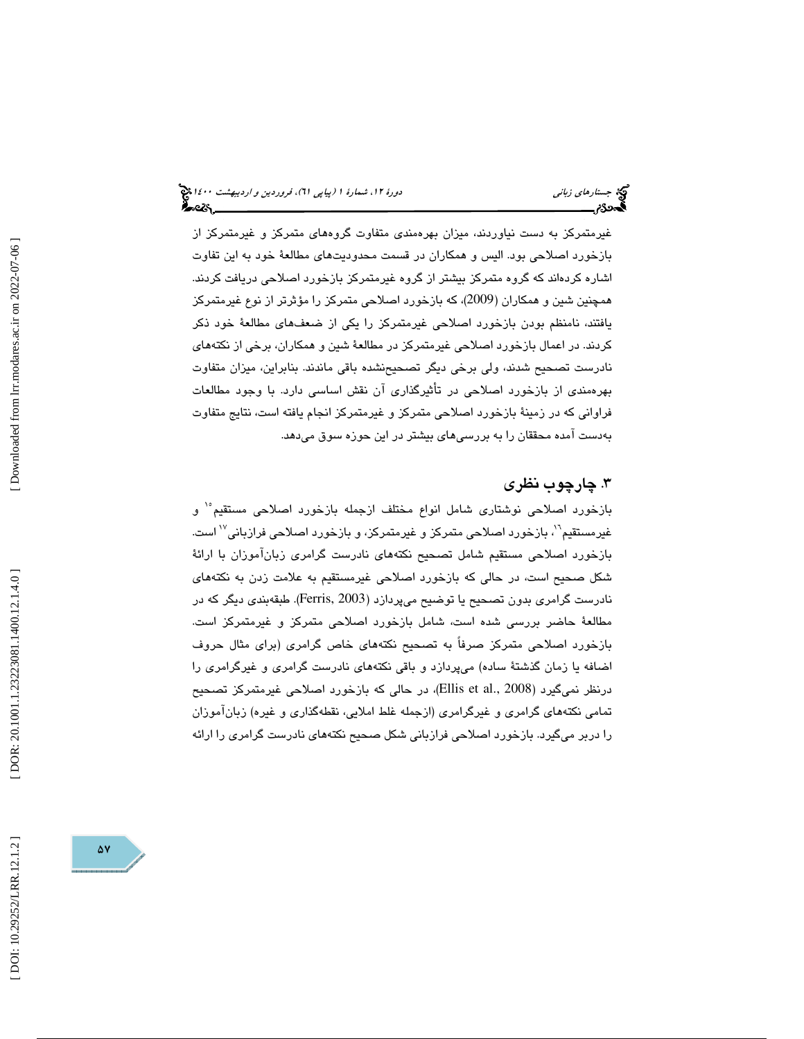غیرمتمرکز به دست نیاوردند، میزان بهره‌مندی متفاوت گروه‌های متمرکز و غیرمتمرکز از بازخورد اصلاحی بود. الیس و همکاران در قسمت محدودیت‌های مطالعهٔ خود به این تفاوت اشاره کرده‌اند که گروه متمرکز بیشتر از گروه غیرمتمرکز بازخورد اصلاحی دریافت کردند. همچنین شین و همکاران (2009)، که بازخورد اصلاحی متمرکز را مؤثرتر از نوع غیرمتمرکز یافتند، نامنظم بودن بازخورد اصلاحی غیرمتمرکز را یکی از ضعف‌های مطالعهٔ خود ذکر کردند. در اعمال بازخورد اصلاحی غیرمتمرکز در مطالعهٔ شین و همکاران، برخی از نکته‌های نادرست تصحیح شدند، ولی برخی دیگر تصحیح‌نشده باقی ماندند. بنابراین، میزان متفاوت بهره‌مندی از بازخورد اصلاحی در تأثیرگذاری آن نقش اساسی دارد. با وجود مطالعات فراوانی که در زمینهٔ بازخورد اصلاحی متمرکز و غیرمتمرکز انجام یافته است، نتایج متفاوت به‌دست آمده محققان را به بررسی‌های بیشتر در این حوزه سوق می‌دهد.

## ۳. چارچوب نظری

بازخورد اصلاحی نوشتاری شامل انواع مختلف ازجمله بازخورد اصلاحی مستقیم[۱۵] و غیرمستقیم[۱۶]، بازخورد اصلاحی متمرکز و غیرمتمرکز، و بازخورد اصلاحی فرازبانی[۱۷] است. بازخورد اصلاحی مستقیم شامل تصحیح نکته‌های نادرست گرامری زبان‌آموزان با ارائهٔ شکل صحیح است، در حالی که بازخورد اصلاحی غیرمستقیم به علامت زدن به نکته‌های نادرست گرامری بدون تصحیح یا توضیح می‌پردازد (Ferris, 2003). طبقه‌بندی دیگر که در مطالعهٔ حاضر بررسی شده است، شامل بازخورد اصلاحی متمرکز و غیرمتمرکز است. بازخورد اصلاحی متمرکز صرفاً به تصحیح نکته‌های خاص گرامری (برای مثال حروف اضافه یا زمان گذشتهٔ ساده) می‌پردازد و باقی نکته‌های نادرست گرامری و غیرگرامری را درنظر نمی‌گیرد (Ellis et al., 2008)، در حالی که بازخورد اصلاحی غیرمتمرکز تصحیح تمامی نکته‌های گرامری و غیرگرامری (ازجمله غلط املایی، نقطه‌گذاری و غیره) زبان‌آموزان را دربر می‌گیرد. بازخورد اصلاحی فرازبانی شکل صحیح نکته‌های نادرست گرامری را ارائه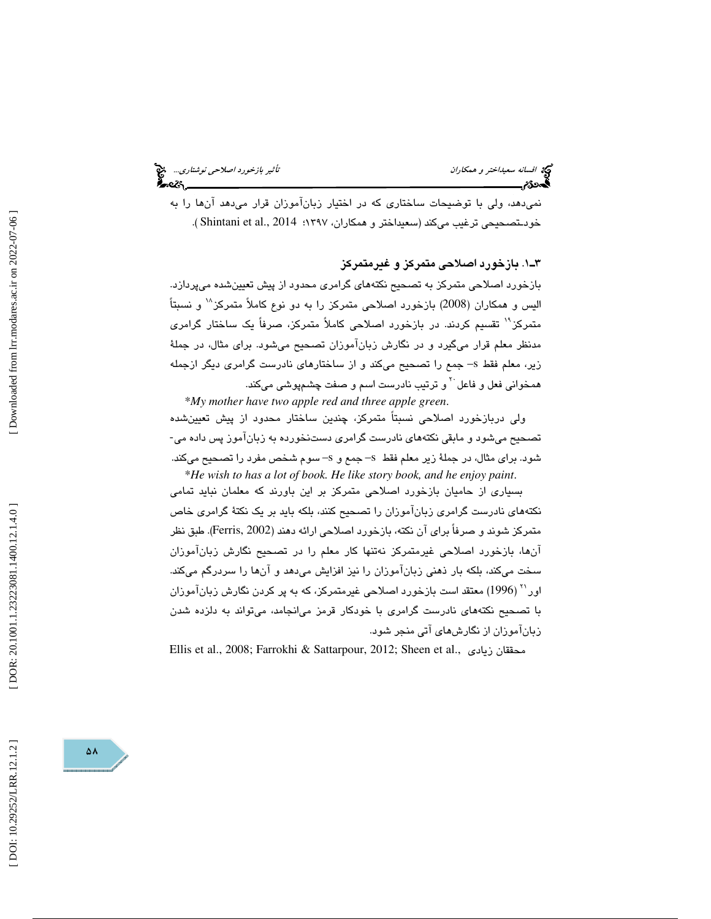نمی‌دهد، ولی با توضیحات ساختاری که در اختیار زبان‌آموزان قرار می‌دهد آن‌ها را به خودـتصحیحی ترغیب می‌کند (سعیداختر و همکاران، ۱۳۹۷؛ Shintani et al., 2014 ).

### ۳ـ۱. بازخورد اصلاحی متمرکز و غیرمتمرکز

بازخورد اصلاحی متمرکز به تصحیح نکته‌های گرامری محدود از پیش تعیین‌شده می‌پردازد. الیس و همکاران (2008) بازخورد اصلاحی متمرکز را به دو نوع کاملاً متمرکز[18] و نسبتاً متمرکز[19] تقسیم کردند. در بازخورد اصلاحی کاملاً متمرکز، صرفاً یک ساختار گرامری مدنظر معلم قرار می‌گیرد و در نگارش زبان‌آموزان تصحیح می‌شود. برای مثال، در جملهٔ زیر، معلم فقط s– جمع را تصحیح می‌کند و از ساختارهای نادرست گرامری دیگر ازجمله همخوانی فعل و فاعل[20] و ترتیب نادرست اسم و صفت چشم‌پوشی می‌کند.

*My mother have two apple red and three apple green.*

ولی دربازخورد اصلاحی نسبتاً متمرکز، چندین ساختار محدود از پیش تعیین‌شده تصحیح می‌شود و مابقی نکته‌های نادرست گرامری دست‌نخورده به زبان‌آموز پس داده می‌شود. برای مثال، در جملهٔ زیر معلم فقط s– جمع و s– سوم شخص مفرد را تصحیح می‌کند.

*He wish to has a lot of book. He like story book, and he enjoy paint.*

بسیاری از حامیان بازخورد اصلاحی متمرکز بر این باورند که معلمان نباید تمامی نکته‌های نادرست گرامری زبان‌آموزان را تصحیح کنند، بلکه باید بر یک نکتهٔ گرامری خاص متمرکز شوند و صرفاً برای آن نکته، بازخورد اصلاحی ارائه دهند (Ferris, 2002). طبق نظر آن‌ها، بازخورد اصلاحی غیرمتمرکز نه‌تنها کار معلم را در تصحیح نگارش زبان‌آموزان سخت می‌کند، بلکه بار ذهنی زبان‌آموزان را نیز افزایش می‌دهد و آن‌ها را سردرگم می‌کند. اور[21] (1996) معتقد است بازخورد اصلاحی غیرمتمرکز، که به پر کردن نگارش زبان‌آموزان با تصحیح نکته‌های نادرست گرامری با خودکار قرمز می‌انجامد، می‌تواند به دلزده شدن زبان‌آموزان از نگارش‌های آتی منجر شود.

محققان زیادی ,Ellis et al., 2008; Farrokhi & Sattarpour, 2012; Sheen et al.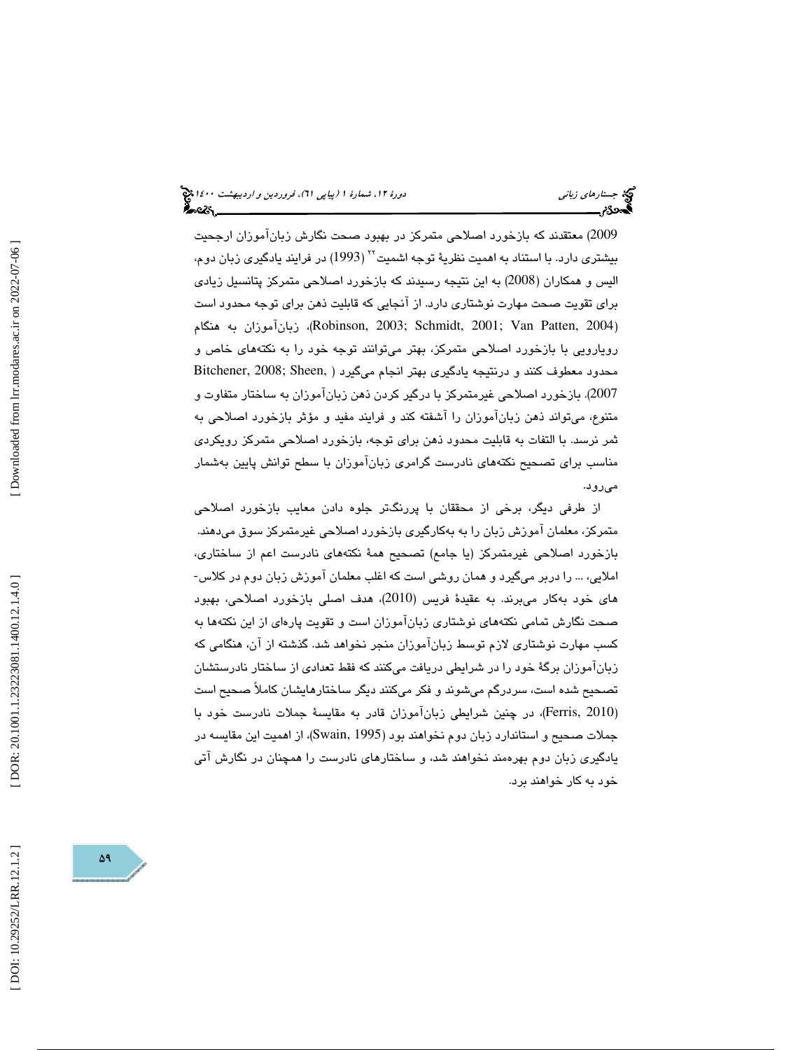2009) معتقدند که بازخورد اصلاحی متمرکز در بهبود صحت نگارش زبان‌آموزان ارجحیت بیشتری دارد. با استناد به اهمیت نظریهٔ توجه اشمیت[22] (1993) در فرایند یادگیری زبان دوم، الیس و همکاران (2008) به این نتیجه رسیدند که بازخورد اصلاحی متمرکز پتانسیل زیادی برای تقویت صحت مهارت نوشتاری دارد. از آنجایی که قابلیت ذهن برای توجه محدود است (Robinson, 2003; Schmidt, 2001; Van Patten, 2004)، زبان‌آموزان به هنگام رویارویی با بازخورد اصلاحی متمرکز، بهتر می‌توانند توجه خود را به نکته‌های خاص و محدود معطوف کنند و درنتیجه یادگیری بهتر انجام می‌گیرد (Bitchener, 2008; Sheen, 2007). بازخورد اصلاحی غیرمتمرکز با درگیر کردن ذهن زبان‌آموزان به ساختار متفاوت و متنوع، می‌تواند ذهن زبان‌آموزان را آشفته کند و فرایند مفید و مؤثر بازخورد اصلاحی به ثمر نرسد. با التفات به قابلیت محدود ذهن برای توجه، بازخورد اصلاحی متمرکز رویکردی مناسب برای تصحیح نکته‌های نادرست گرامری زبان‌آموزان با سطح توانش پایین به‌شمار می‌رود.

از طرفی دیگر، برخی از محققان با پررنگ‌تر جلوه دادن معایب بازخورد اصلاحی متمرکز، معلمان آموزش زبان را به به‌کارگیری بازخورد اصلاحی غیرمتمرکز سوق می‌دهند. بازخورد اصلاحی غیرمتمرکز (یا جامع) تصحیح همهٔ نکته‌های نادرست اعم از ساختاری، املایی، ... را دربر می‌گیرد و همان روشی است که اغلب معلمان آموزش زبان دوم در کلاس-های خود به‌کار می‌برند. به عقیدهٔ فریس (2010)، هدف اصلی بازخورد اصلاحی، بهبود صحت نگارش تمامی نکته‌های نوشتاری زبان‌آموزان است و تقویت پاره‌ای از این نکته‌ها به کسب مهارت نوشتاری لازم توسط زبان‌آموزان منجر نخواهد شد. گذشته از آن، هنگامی که زبان‌آموزان برگهٔ خود را در شرایطی دریافت می‌کنند که فقط تعدادی از ساختار نادرستشان تصحیح شده است، سردرگم می‌شوند و فکر می‌کنند دیگر ساختارهایشان کاملاً صحیح است (Ferris, 2010)، در چنین شرایطی زبان‌آموزان قادر به مقایسهٔ جملات نادرست خود با جملات صحیح و استاندارد زبان دوم نخواهند بود (Swain, 1995)، از اهمیت این مقایسه در یادگیری زبان دوم بهره‌مند نخواهند شد، و ساختارهای نادرست را همچنان در نگارش آتی خود به کار خواهند برد.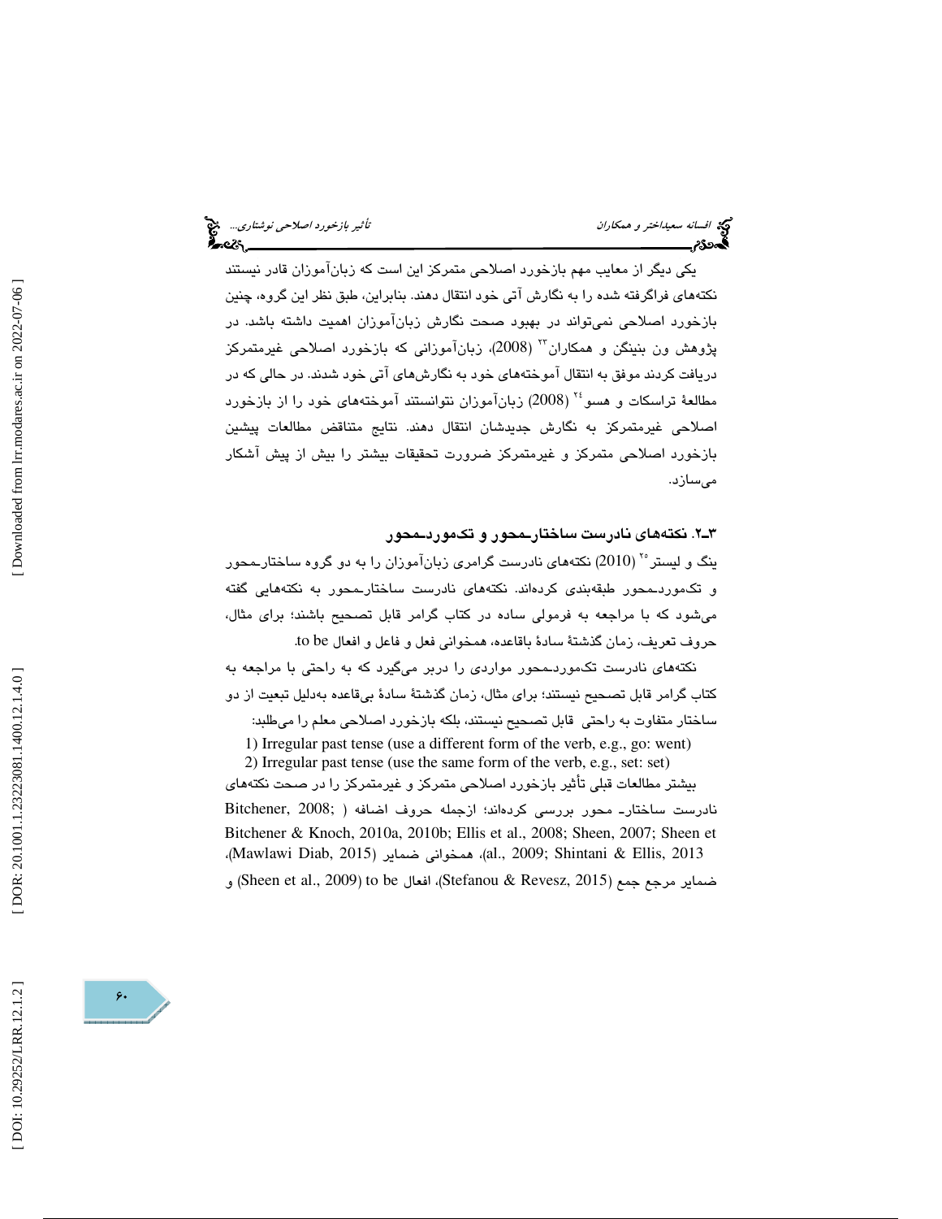یکی دیگر از معایب مهم بازخورد اصلاحی متمرکز این است که زبان‌آموزان قادر نیستند نکته‌های فراگرفته شده را به نگارش آتی خود انتقال دهند. بنابراین، طبق نظر این گروه، چنین بازخورد اصلاحی نمی‌تواند در بهبود صحت نگارش زبان‌آموزان اهمیت داشته باشد. در پژوهش ون بنینگن و همکاران[23] (2008)، زبان‌آموزانی که بازخورد اصلاحی غیرمتمرکز دریافت کردند موفق به انتقال آموخته‌های خود به نگارش‌های آتی خود شدند. در حالی که در مطالعهٔ تراسکات و هسو[24] (2008) زبان‌آموزان نتوانستند آموخته‌های خود را از بازخورد اصلاحی غیرمتمرکز به نگارش جدیدشان انتقال دهند. نتایج متناقض مطالعات پیشین بازخورد اصلاحی متمرکز و غیرمتمرکز ضرورت تحقیقات بیشتر را بیش از پیش آشکار می‌سازد.

### ۲ـ۳. نکته‌های نادرست ساختارـمحور و تکموردـمحور

ینگ و لیستر[25] (2010) نکته‌های نادرست گرامری زبان‌آموزان را به دو گروه ساختارـمحور و تکموردـمحور طبقه‌بندی کرده‌اند. نکته‌های نادرست ساختارـمحور به نکته‌هایی گفته می‌شود که با مراجعه به فرمولی ساده در کتاب گرامر قابل تصحیح باشند؛ برای مثال، حروف تعریف، زمان گذشتهٔ سادهٔ باقاعده، همخوانی فعل و فاعل و افعال to be.

نکته‌های نادرست تکموردـمحور مواردی را دربر می‌گیرد که به راحتی با مراجعه به کتاب گرامر قابل تصحیح نیستند؛ برای مثال، زمان گذشتهٔ سادهٔ بی‌قاعده به‌دلیل تبعیت از دو ساختار متفاوت به راحتی قابل تصحیح نیستند، بلکه بازخورد اصلاحی معلم را می‌طلبد:

1) Irregular past tense (use a different form of the verb, e.g., go: went)
2) Irregular past tense (use the same form of the verb, e.g., set: set)

بیشتر مطالعات قبلی تأثیر بازخورد اصلاحی متمرکز و غیرمتمرکز را در صحت نکته‌های نادرست ساختارـ محور بررسی کرده‌اند؛ ازجمله حروف اضافه (Bitchener, 2008; Bitchener & Knoch, 2010a, 2010b; Ellis et al., 2008; Sheen, 2007; Sheen et al., 2009; Shintani & Ellis, 2013)، همخوانی ضمایر (Mawlawi Diab, 2015)، ضمایر مرجع جمع (Stefanou & Revesz, 2015)، افعال to be (Sheen et al., 2009) و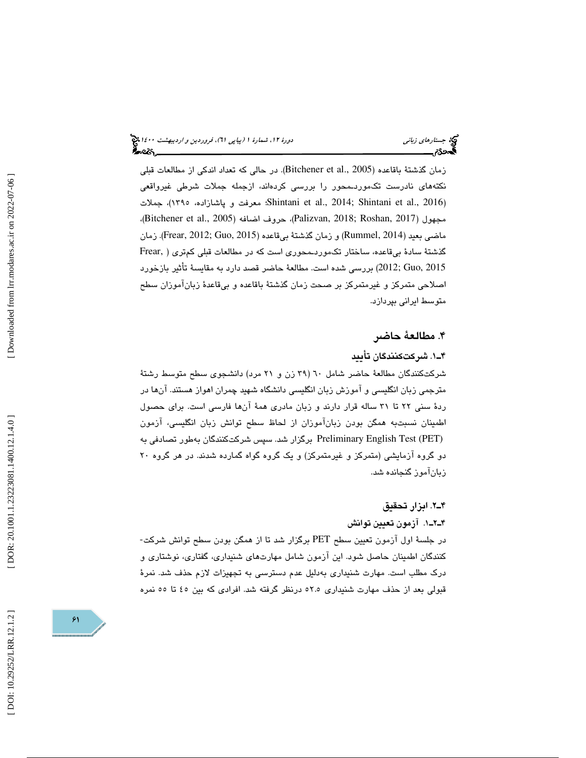زمان گذشتهٔ باقاعده (Bitchener et al., 2005). در حالی که تعداد اندکی از مطالعات قبلی نکته‌های نادرست تک‌مورد‌ـمحور را بررسی کرده‌اند، ازجمله جملات شرطی غیرواقعی (Shintani et al., 2014; Shintani et al., 2016؛ معرفت و پاشازاده، ۱۳۹۵)، جملات مجهول (Palizvan, 2018; Roshan, 2017)، حروف اضافه (Bitchener et al., 2005)، ماضی بعید (Rummel, 2014) و زمان گذشتهٔ بی‌قاعده (Frear, 2012; Guo, 2015). زمان گذشتهٔ سادهٔ بی‌قاعده، ساختار تک‌مورد‌ـمحوری است که در مطالعات قبلی کم‌تری (Frear, 2012; Guo, 2015) بررسی شده است. مطالعهٔ حاضر قصد دارد به مقایسهٔ تأثیر بازخورد اصلاحی متمرکز و غیرمتمرکز بر صحت زمان گذشتهٔ باقاعده و بی‌قاعدهٔ زبان‌آموزان سطح متوسط ایرانی بپردازد.

## ۴. مطالعهٔ حاضر

### ۴ـ۱. شرکت‌کنندگان تأیید

شرکت‌کنندگان مطالعهٔ حاضر شامل ۶۰ (۳۹ زن و ۲۱ مرد) دانشجوی سطح متوسط رشتهٔ مترجمی زبان انگلیسی و آموزش زبان انگلیسی دانشگاه شهید چمران اهواز هستند. آن‌ها در ردهٔ سنی ۲۲ تا ۳۱ ساله قرار دارند و زبان مادری همهٔ آن‌ها فارسی است. برای حصول اطمینان نسبت‌به همگن بودن زبان‌آموزان از لحاظ سطح توانش زبان انگلیسی، آزمون Preliminary English Test (PET) برگزار شد. سپس شرکت‌کنندگان به‌طور تصادفی به دو گروه آزمایشی (متمرکز و غیرمتمرکز) و یک گروه گواه گمارده شدند. در هر گروه ۲۰ زبان‌آموز گنجانده شد.

### ۴ـ۲. ابزار تحقیق

#### ۴ـ۲ـ۱. آزمون تعیین توانش

در جلسهٔ اول آزمون تعیین سطح PET برگزار شد تا از همگن بودن سطح توانش شرکت-کنندگان اطمینان حاصل شود. این آزمون شامل مهارت‌های شنیداری، گفتاری، نوشتاری و درک مطلب است. مهارت شنیداری به‌دلیل عدم دسترسی به تجهیزات لازم حذف شد. نمرهٔ قبولی بعد از حذف مهارت شنیداری ۵۲.۵ درنظر گرفته شد. افرادی که بین ۴۵ تا ۵۵ نمره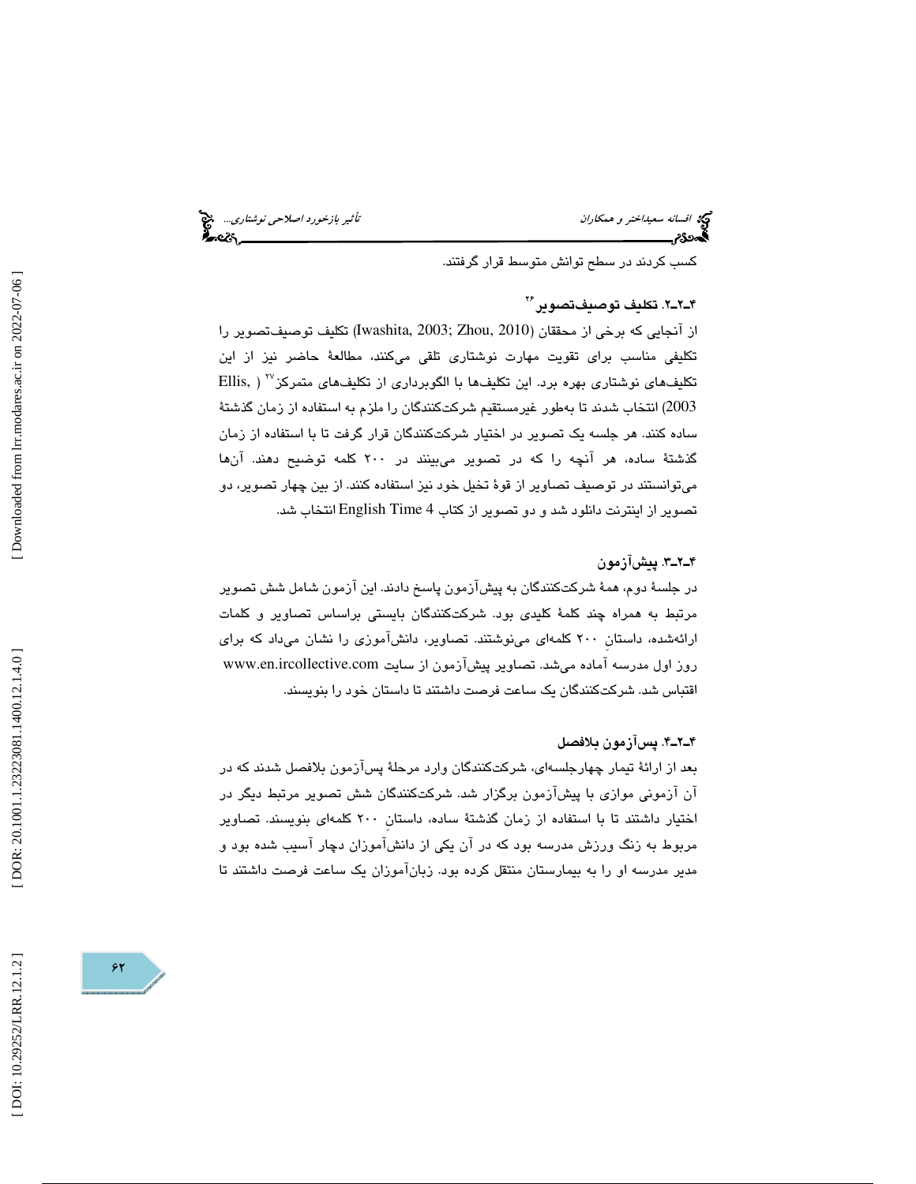کسب کردند در سطح توانش متوسط قرار گرفتند.

### ۴ـ۲ـ۲. تکلیف توصیف‌تصویر[۲۶]

از آنجایی که برخی از محققان (Iwashita, 2003; Zhou, 2010) تکلیف توصیف‌تصویر را تکلیفی مناسب برای تقویت مهارت نوشتاری تلقی می‌کنند، مطالعهٔ حاضر نیز از این تکلیف‌های نوشتاری بهره برد. این تکلیف‌ها با الگوبرداری از تکلیف‌های متمرکز[۲۷] (Ellis, 2003) انتخاب شدند تا به‌طور غیرمستقیم شرکت‌کنندگان را ملزم به استفاده از زمان گذشتهٔ ساده کنند. هر جلسه یک تصویر در اختیار شرکت‌کنندگان قرار گرفت تا با استفاده از زمان گذشتهٔ ساده، هر آنچه را که در تصویر می‌بینند در ۲۰۰ کلمه توضیح دهند. آن‌ها می‌توانستند در توصیف تصاویر از قوهٔ تخیل خود نیز استفاده کنند. از بین چهار تصویر، دو تصویر از اینترنت دانلود شد و دو تصویر از کتاب English Time 4 انتخاب شد.

### ۴ـ۲ـ۳. پیش‌آزمون

در جلسهٔ دوم، همهٔ شرکت‌کنندگان به پیش‌آزمون پاسخ دادند. این آزمون شامل شش تصویر مرتبط به همراه چند کلمهٔ کلیدی بود. شرکت‌کنندگان بایستی براساس تصاویر و کلمات ارائه‌شده، داستانِ ۲۰۰ کلمه‌ای می‌نوشتند. تصاویر، دانش‌آموزی را نشان می‌داد که برای روز اول مدرسه آماده می‌شد. تصاویر پیش‌آزمون از سایت www.en.ircollective.com اقتباس شد. شرکت‌کنندگان یک ساعت فرصت داشتند تا داستان خود را بنویسند.

### ۴ـ۲ـ۴. پس‌آزمون بلافصل

بعد از ارائهٔ تیمار چهارجلسه‌ای، شرکت‌کنندگان وارد مرحلهٔ پس‌آزمون بلافصل شدند که در آن آزمونی موازی با پیش‌آزمون برگزار شد. شرکت‌کنندگان شش تصویر مرتبط دیگر در اختیار داشتند تا با استفاده از زمان گذشتهٔ ساده، داستانِ ۲۰۰ کلمه‌ای بنویسند. تصاویر مربوط به زنگ ورزش مدرسه بود که در آن یکی از دانش‌آموزان دچار آسیب شده بود و مدیر مدرسه او را به بیمارستان منتقل کرده بود. زبان‌آموزان یک ساعت فرصت داشتند تا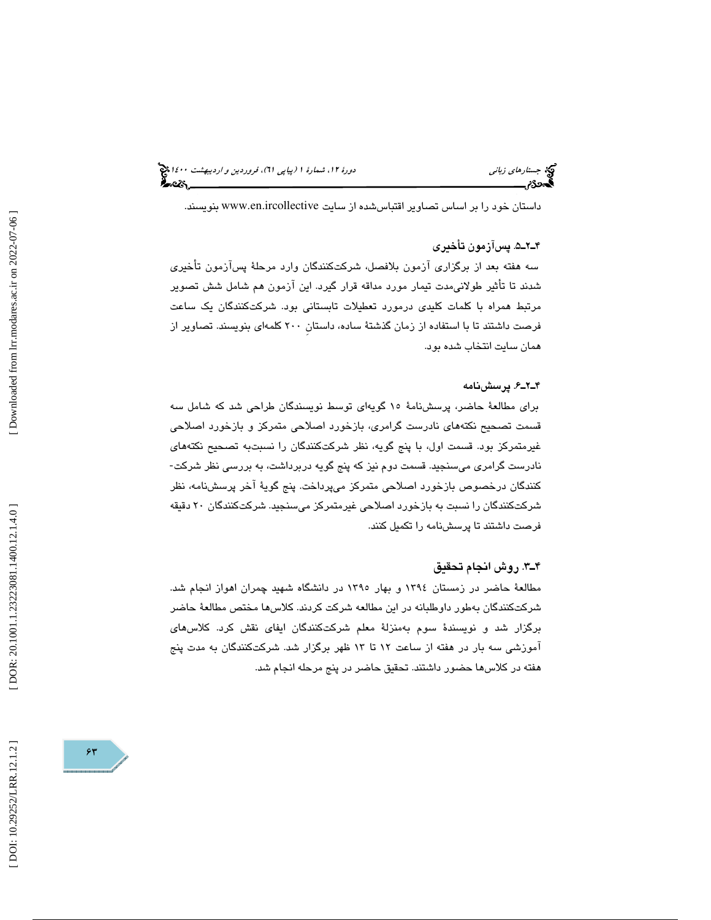داستان خود را بر اساس تصاویر اقتباس‌شده از سایت www.en.ircollective بنویسند.

### ۴ـ۲ـ۵. پس‌آزمون تأخیری

سه هفته بعد از برگزاری آزمون بلافصل، شرکت‌کنندگان وارد مرحلۀ پس‌آزمون تأخیری شدند تا تأثیر طولانی‌مدت تیمار مورد مداقه قرار گیرد. این آزمون هم شامل شش تصویر مرتبط همراه با کلمات کلیدی درمورد تعطیلات تابستانی بود. شرکت‌کنندگان یک ساعت فرصت داشتند تا با استفاده از زمان گذشتۀ ساده، داستانِ ۲۰۰ کلمه‌ای بنویسند. تصاویر از همان سایت انتخاب شده بود.

### ۴ـ۲ـ۶. پرسش‌نامه

برای مطالعۀ حاضر، پرسش‌نامۀ ۱۵ گویه‌ای توسط نویسندگان طراحی شد که شامل سه قسمت تصحیح نکته‌های نادرست گرامری، بازخورد اصلاحی متمرکز و بازخورد اصلاحی غیرمتمرکز بود. قسمت اول، با پنج گویه، نظر شرکت‌کنندگان را نسبت‌به تصحیح نکته‌های نادرست گرامری می‌سنجید. قسمت دوم نیز که پنج گویه دربرداشت، به بررسی نظر شرکت-کنندگان درخصوص بازخورد اصلاحی متمرکز می‌پرداخت. پنج گویۀ آخر پرسش‌نامه، نظر شرکت‌کنندگان را نسبت به بازخورد اصلاحی غیرمتمرکز می‌سنجید. شرکت‌کنندگان ۲۰ دقیقه فرصت داشتند تا پرسش‌نامه را تکمیل کنند.

## ۴ـ۳. روش انجام تحقیق

مطالعۀ حاضر در زمستان ۱۳۹٤ و بهار ۱۳۹۵ در دانشگاه شهید چمران اهواز انجام شد. شرکت‌کنندگان به‌طور داوطلبانه در این مطالعه شرکت کردند. کلاس‌ها مختص مطالعۀ حاضر برگزار شد و نویسندۀ سوم به‌منزلۀ معلم شرکت‌کنندگان ایفای نقش کرد. کلاس‌های آموزشی سه بار در هفته از ساعت ۱۲ تا ۱۳ ظهر برگزار شد. شرکت‌کنندگان به مدت پنج هفته در کلاس‌ها حضور داشتند. تحقیق حاضر در پنج مرحله انجام شد.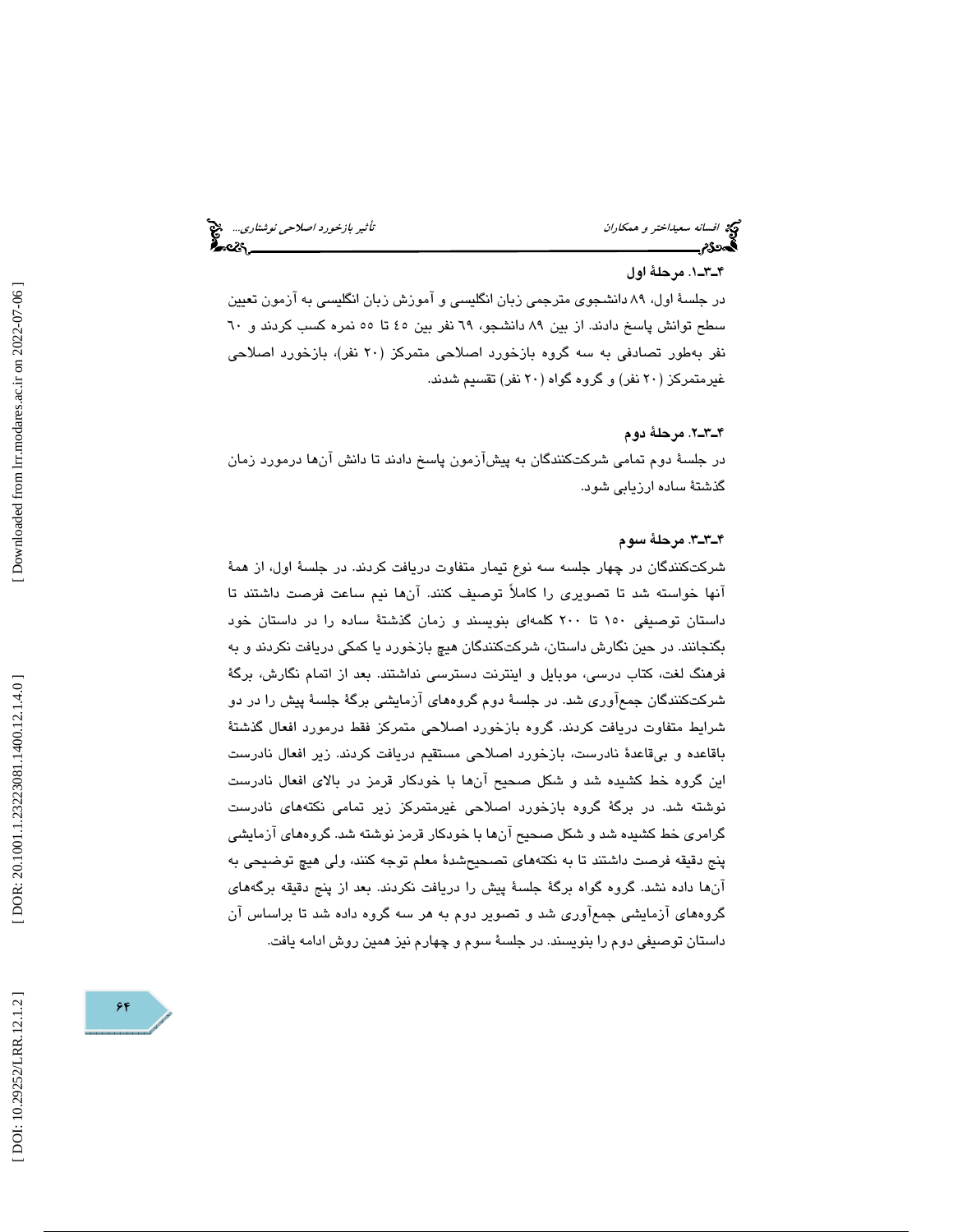### ۴ـ۳ـ۱. مرحلهٔ اول

در جلسهٔ اول، ۸۹ دانشجوی مترجمی زبان انگلیسی و آموزش زبان انگلیسی به آزمون تعیین سطح توانش پاسخ دادند. از بین ۸۹ دانشجو، ٦٩ نفر بین ٤٥ تا ٥٥ نمره کسب کردند و ٦٠ نفر به‌طور تصادفی به سه گروه بازخورد اصلاحی متمرکز (۲۰ نفر)، بازخورد اصلاحی غیرمتمرکز (۲۰ نفر) و گروه گواه (۲۰ نفر) تقسیم شدند.

### ۴ـ۳ـ۲. مرحلهٔ دوم

در جلسهٔ دوم تمامی شرکت‌کنندگان به پیش‌آزمون پاسخ دادند تا دانش آن‌ها درمورد زمان گذشتهٔ ساده ارزیابی شود.

### ۴ـ۳ـ۳. مرحلهٔ سوم

شرکت‌کنندگان در چهار جلسه سه نوع تیمار متفاوت دریافت کردند. در جلسهٔ اول، از همهٔ آنها خواسته شد تا تصویری را کاملاً توصیف کنند. آن‌ها نیم ساعت فرصت داشتند تا داستان توصیفی ۱۵۰ تا ۲۰۰ کلمه‌ای بنویسند و زمان گذشتهٔ ساده را در داستان خود بگنجانند. در حین نگارش داستان، شرکت‌کنندگان هیچ بازخورد یا کمکی دریافت نکردند و به فرهنگ لغت، کتاب درسی، موبایل و اینترنت دسترسی نداشتند. بعد از اتمام نگارش، برگهٔ شرکت‌کنندگان جمع‌آوری شد. در جلسهٔ دوم گروه‌های آزمایشی برگهٔ جلسهٔ پیش را در دو شرایط متفاوت دریافت کردند. گروه بازخورد اصلاحی متمرکز فقط درمورد افعال گذشتهٔ باقاعده و بی‌قاعدهٔ نادرست، بازخورد اصلاحی مستقیم دریافت کردند. زیر افعال نادرست این گروه خط کشیده شد و شکل صحیح آن‌ها با خودکار قرمز در بالای افعال نادرست نوشته شد. در برگهٔ گروه بازخورد اصلاحی غیرمتمرکز زیر تمامی نکته‌های نادرست گرامری خط کشیده شد و شکل صحیح آن‌ها با خودکار قرمز نوشته شد. گروه‌های آزمایشی پنج دقیقه فرصت داشتند تا به نکته‌های تصحیح‌شدهٔ معلم توجه کنند، ولی هیچ توضیحی به آن‌ها داده نشد. گروه گواه برگهٔ جلسهٔ پیش را دریافت نکردند. بعد از پنج دقیقه برگه‌های گروه‌های آزمایشی جمع‌آوری شد و تصویر دوم به هر سه گروه داده شد تا براساس آن داستان توصیفی دوم را بنویسند. در جلسهٔ سوم و چهارم نیز همین روش ادامه یافت.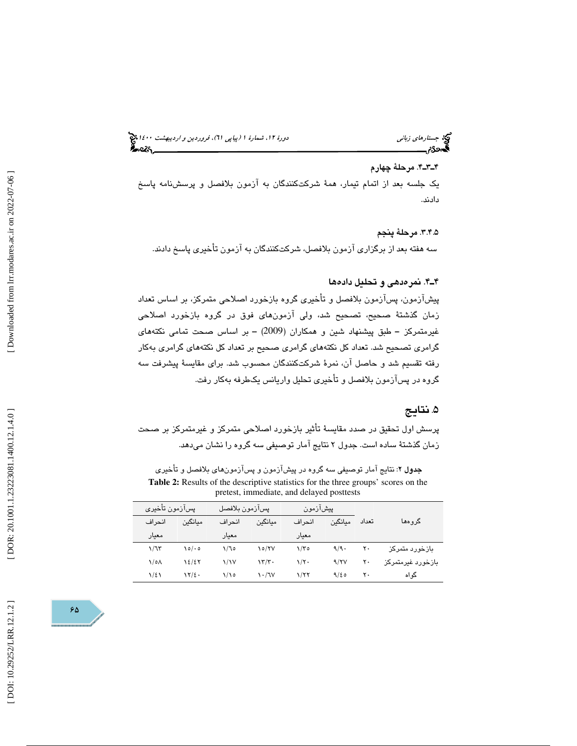### ۴-۳-۴. مرحلهٔ چهارم

یک جلسه بعد از اتمام تیمار، همهٔ شرکت‌کنندگان به آزمون بلافصل و پرسش‌نامه پاسخ دادند.

### ۳.۴.۵. مرحلهٔ پنجم

سه هفته بعد از برگزاری آزمون بلافصل، شرکت‌کنندگان به آزمون تأخیری پاسخ دادند.

### ۴-۴. نمره‌دهی و تحلیل داده‌ها

پیش‌آزمون، پس‌آزمون بلافصل و تأخیری گروه بازخورد اصلاحی متمرکز، بر اساس تعداد زمان گذشتهٔ صحیح، تصحیح شد، ولی آزمون‌های فوق در گروه بازخورد اصلاحی غیرمتمرکز – طبق پیشنهاد شین و همکاران (2009) – بر اساس صحت تمامی نکته‌های گرامری تصحیح شد. تعداد کل نکته‌های گرامری صحیح بر تعداد کل نکته‌های گرامری به‌کار رفته تقسیم شد و حاصل آن، نمرهٔ شرکت‌کنندگان محسوب شد. برای مقایسهٔ پیشرفت سه گروه در پس‌آزمون بلافصل و تأخیری تحلیل واریانس یک‌طرفه به‌کار رفت.

## ۵. نتایج

پرسش اول تحقیق در صدد مقایسهٔ تأثیر بازخورد اصلاحی متمرکز و غیرمتمرکز بر صحت زمان گذشتهٔ ساده است. جدول ۲ نتایج آمار توصیفی سه گروه را نشان می‌دهد.

**جدول ۲**: نتایج آمار توصیفی سه گروه در پیش‌آزمون و پس‌آزمون‌های بلافصل و تأخیری

**Table 2:** Results of the descriptive statistics for the three groups' scores on the pretest, immediate, and delayed posttests

| گروه‌ها | تعداد | پیش‌آزمون | | پس‌آزمون بلافصل | | پس‌آزمون تأخیری | |
|---|---|---|---|---|---|---|---|
| | | میانگین | انحراف معیار | میانگین | انحراف معیار | میانگین | انحراف معیار |
| بازخورد متمرکز | ۲۰ | ۹/۹۰ | ۱/۳۵ | ۱۵/۲۷ | ۱/۶۵ | ۱۵/۰۰ | ۱/۶۳ |
| بازخورد غیرمتمرکز | ۲۰ | ۹/۲۷ | ۱/۲۰ | ۱۳/۳۰ | ۱/۱۷ | ۱۴/۴۲ | ۱/۵۸ |
| گواه | ۲۰ | ۹/۴۵ | ۱/۲۲ | ۱۰/۶۷ | ۱/۱۵ | ۱۲/۴۰ | ۱/۴۱ |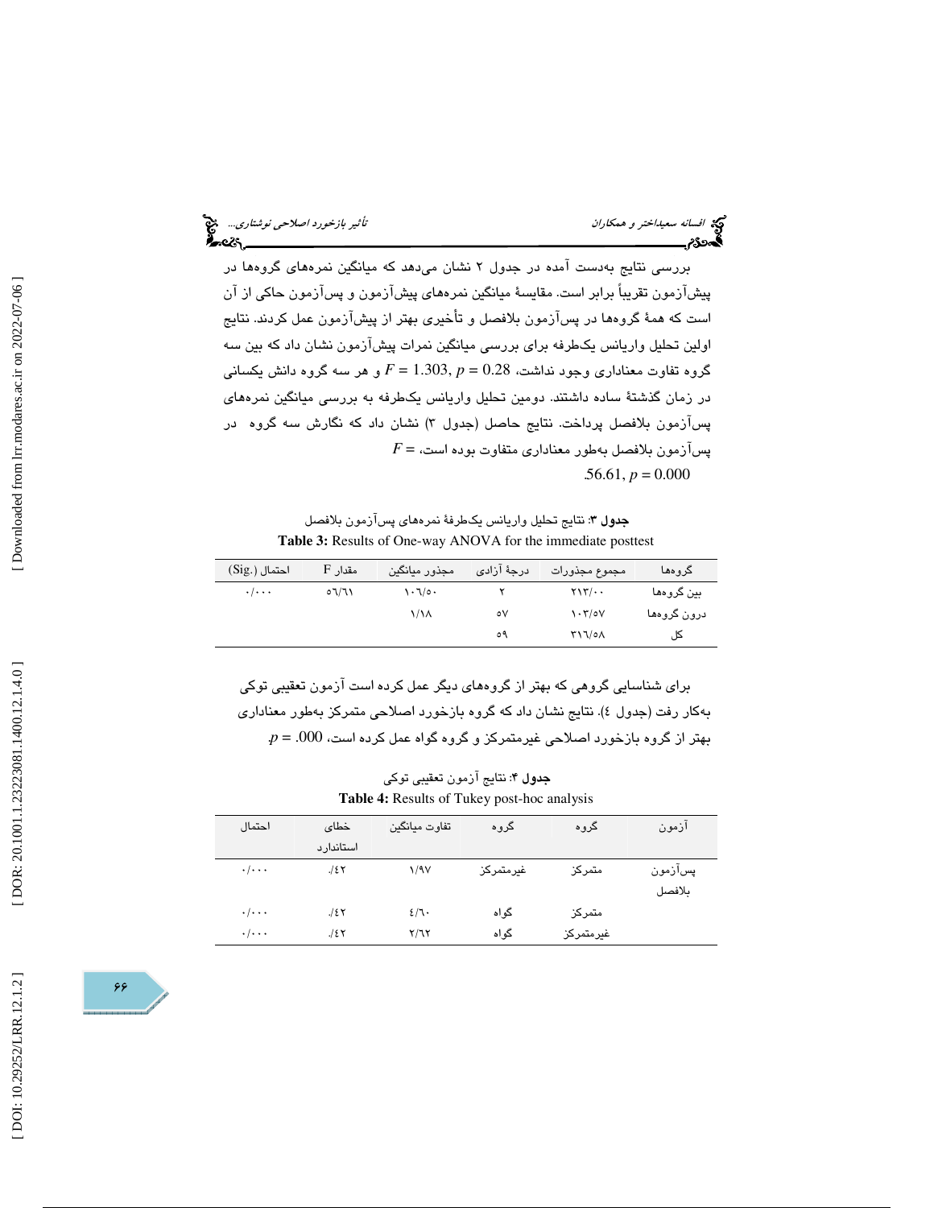بررسی نتایج به‌دست آمده در جدول ۲ نشان می‌دهد که میانگین نمره‌های گروه‌ها در پیش‌آزمون تقریباً برابر است. مقایسهٔ میانگین نمره‌های پیش‌آزمون و پس‌آزمون حاکی از آن است که همهٔ گروه‌ها در پس‌آزمون بلافصل و تأخیری بهتر از پیش‌آزمون عمل کردند. نتایج اولین تحلیل واریانس یک‌طرفه برای بررسی میانگین نمرات پیش‌آزمون نشان داد که بین سه گروه تفاوت معناداری وجود نداشت، $F = 1.303, p = 0.28$ و هر سه گروه دانش یکسانی در زمان گذشتهٔ ساده داشتند. دومین تحلیل واریانس یک‌طرفه به بررسی میانگین نمره‌های پس‌آزمون بلافصل پرداخت. نتایج حاصل (جدول ۳) نشان داد که نگارش سه گروه در پس‌آزمون بلافصل به‌طور معناداری متفاوت بوده است، $F = 56.61, p = 0.000$.

**جدول ۳:** نتایج تحلیل واریانس یک‌طرفهٔ نمره‌های پس‌آزمون بلافصل

**Table 3:** Results of One-way ANOVA for the immediate posttest

| گروه‌ها | مجموع مجذورات | درجهٔ آزادی | مجذور میانگین | مقدار F | احتمال (.Sig) |
|---|---|---|---|---|---|
| بین گروه‌ها | ۲۱۳/۰۰ | ۲ | ۱۰۶/۵۰ | ۵۶/۶۱ | ۰/۰۰۰ |
| درون گروه‌ها | ۱۰۳/۵۷ | ۵۷ | ۱/۱۸ | | |
| کل | ۳۱۶/۵۸ | ۵۹ | | | |

برای شناسایی گروهی که بهتر از گروه‌های دیگر عمل کرده است آزمون تعقیبی توکی به‌کار رفت (جدول ٤). نتایج نشان داد که گروه بازخورد اصلاحی متمرکز به‌طور معناداری بهتر از گروه بازخورد اصلاحی غیرمتمرکز و گروه گواه عمل کرده است، $p = .000$.

**جدول ۴:** نتایج آزمون تعقیبی توکی

**Table 4:** Results of Tukey post-hoc analysis

| آزمون | گروه | گروه | تفاوت میانگین | خطای استاندارد | احتمال |
|---|---|---|---|---|---|
| پس‌آزمون بلافصل | متمرکز | غیرمتمرکز | ۱/۹۷ | ۰/۴۲ | ۰/۰۰۰ |
| | متمرکز | گواه | ٤/٦۰ | ۰/۴۲ | ۰/۰۰۰ |
| | غیرمتمرکز | گواه | ۲/٦۲ | ۰/۴۲ | ۰/۰۰۰ |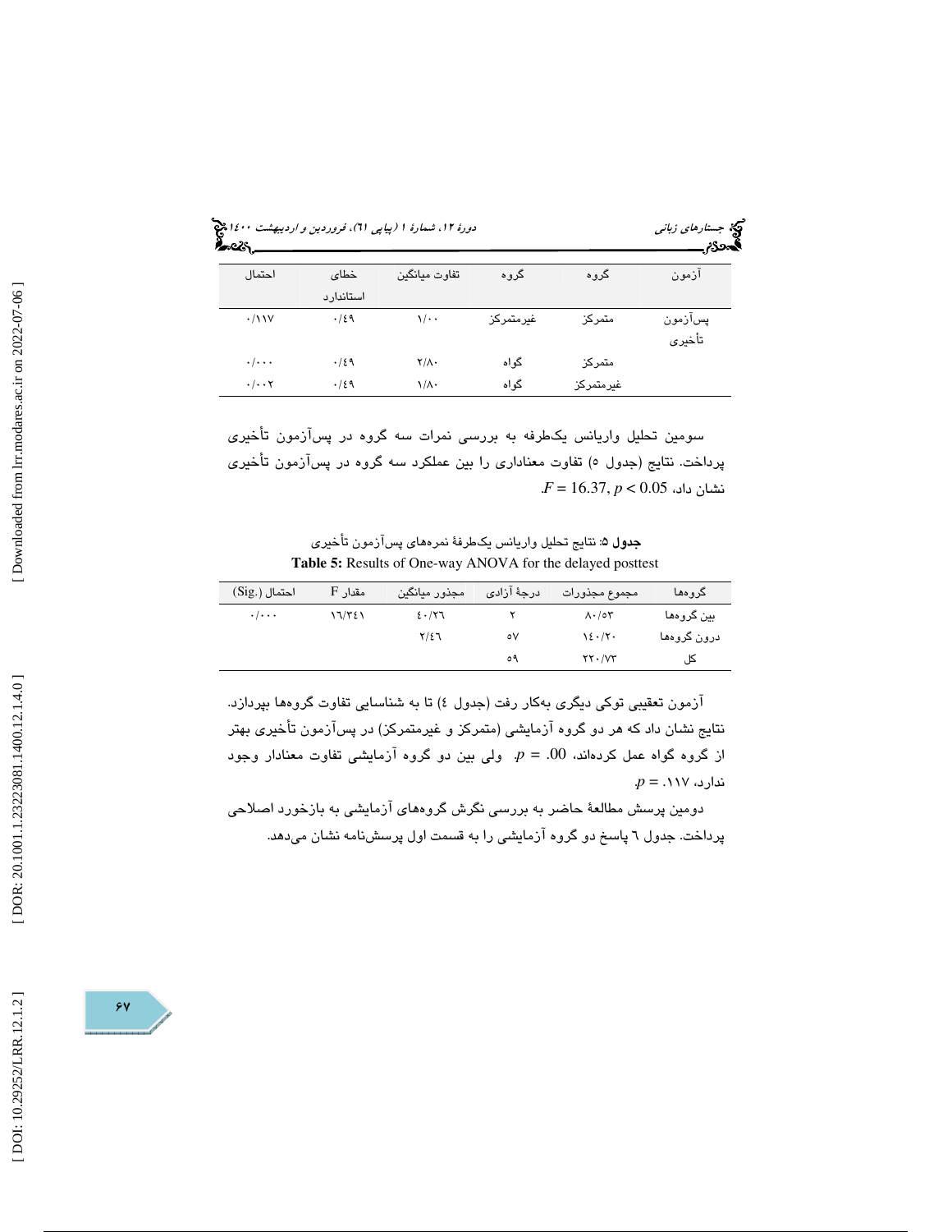| آزمون | گروه | گروه | تفاوت میانگین | خطای استاندارد | احتمال |
|---|---|---|---|---|---|
| پس‌آزمون تأخیری | متمرکز | غیرمتمرکز | ۱/۰۰ | ۰/۴۹ | ۰/۱۱۷ |
| | متمرکز | گواه | ۲/۸۰ | ۰/۴۹ | ۰/۰۰۰ |
| | غیرمتمرکز | گواه | ۱/۸۰ | ۰/۴۹ | ۰/۰۰۲ |

سومین تحلیل واریانس یک‌طرفه به بررسی نمرات سه گروه در پس‌آزمون تأخیری پرداخت. نتایج (جدول ۵) تفاوت معناداری را بین عملکرد سه گروه در پس‌آزمون تأخیری نشان داد، $F = 16.37, p < 0.05$.

**جدول ۵:** نتایج تحلیل واریانس یک‌طرفهٔ نمره‌های پس‌آزمون تأخیری

**Table 5:** Results of One-way ANOVA for the delayed posttest

| گروه‌ها | مجموع مجذورات | درجهٔ آزادی | مجذور میانگین | مقدار F | احتمال (Sig.) |
|---|---|---|---|---|---|
| بین گروه‌ها | ۸۰/۵۳ | ۲ | ۴۰/۲۶ | ۱۶/۳۴۱ | ۰/۰۰۰ |
| درون گروه‌ها | ۱۴۰/۲۰ | ۵۷ | ۲/۴۶ | | |
| کل | ۲۲۰/۷۳ | ۵۹ | | | |

آزمون تعقیبی توکی دیگری به‌کار رفت (جدول ٤) تا به شناسایی تفاوت گروه‌ها بپردازد. نتایج نشان داد که هر دو گروه آزمایشی (متمرکز و غیرمتمرکز) در پس‌آزمون تأخیری بهتر از گروه گواه عمل کرده‌اند، $p = .00$. ولی بین دو گروه آزمایشی تفاوت معنادار وجود ندارد، $p = .۱۱۷$.

دومین پرسش مطالعهٔ حاضر به بررسی نگرش گروه‌های آزمایشی به بازخورد اصلاحی پرداخت. جدول ٦ پاسخ دو گروه آزمایشی را به قسمت اول پرسش‌نامه نشان می‌دهد.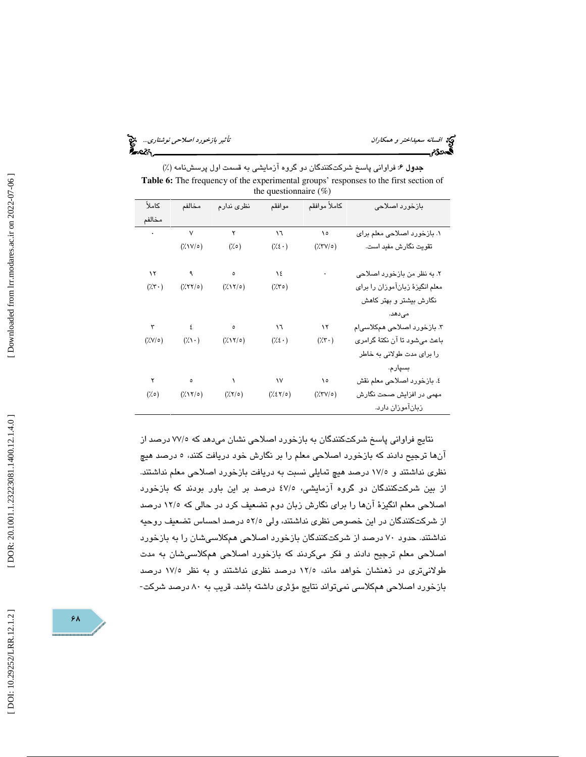**جدول ۶:** فراوانی پاسخ شرکت‌کنندگان دو گروه آزمایشی به قسمت اول پرسش‌نامه (٪)

**Table 6:** The frequency of the experimental groups' responses to the first section of the questionnaire (%)

| بازخورد اصلاحی | کاملاً موافقم | موافقم | نظری ندارم | مخالفم | کاملاً مخالفم |
|---|---|---|---|---|---|
| ۱. بازخورد اصلاحی معلم برای تقویت نگارش مفید است. | ۱۵ (٪۳۷/۵) | ۱۶ (٪۴۰) | ۲ (٪۵) | ۷ (٪۱۷/۵) | ۰ |
| ۲. به نظر من بازخورد اصلاحی معلم انگیزهٔ زبان‌آموزان را برای نگارش بیشتر و بهتر کاهش می‌دهد. | ۰ | ۱۴ (٪۳۵) | ۵ (٪۱۲/۵) | ۹ (٪۲۲/۵) | ۱۲ (٪۳۰) |
| ۳. بازخورد اصلاحی همکلاسی‌ام باعث می‌شود تا آن نکتهٔ گرامری را برای مدت طولانی به خاطر بسپارم. | ۱۲ (٪۳۰) | ۱۶ (٪۴۰) | ۵ (٪۱۲/۵) | ۴ (٪۱۰) | ۳ (٪۷/۵) |
| ۴. بازخورد اصلاحی معلم نقش مهمی در افزایش صحت نگارش زبان‌آموزان دارد. | ۱۵ (٪۳۷/۵) | ۱۷ (٪۴۲/۵) | ۱ (٪۲/۵) | ۵ (٪۱۲/۵) | ۲ (٪۵) |

نتایج فراوانی پاسخ شرکت‌کنندگان به بازخورد اصلاحی نشان می‌دهد که ۷۷/۵ درصد از آن‌ها ترجیح دادند که بازخورد اصلاحی معلم را بر نگارش خود دریافت کنند، ۵ درصد هیچ نظری نداشتند و ۱۷/۵ درصد هیچ تمایلی نسبت به دریافت بازخورد اصلاحی معلم نداشتند. از بین شرکت‌کنندگان دو گروه آزمایشی، ۴۷/۵ درصد بر این باور بودند که بازخورد اصلاحی معلم انگیزهٔ آن‌ها را برای نگارش زبان دوم تضعیف کرد در حالی که ۱۲/۵ درصد از شرکت‌کنندگان در این خصوص نظری نداشتند، ولی ۵۲/۵ درصد احساس تضعیف روحیه نداشتند. حدود ۷۰ درصد از شرکت‌کنندگان بازخورد اصلاحی همکلاسی‌شان را به بازخورد اصلاحی معلم ترجیح دادند و فکر می‌کردند که بازخورد اصلاحی همکلاسی‌شان به مدت طولانی‌تری در ذهنشان خواهد ماند، ۱۲/۵ درصد نظری نداشتند و به نظر ۱۷/۵ درصد بازخورد اصلاحی همکلاسی نمی‌تواند نتایج مؤثری داشته باشد. قریب به ۸۰ درصد شرکت-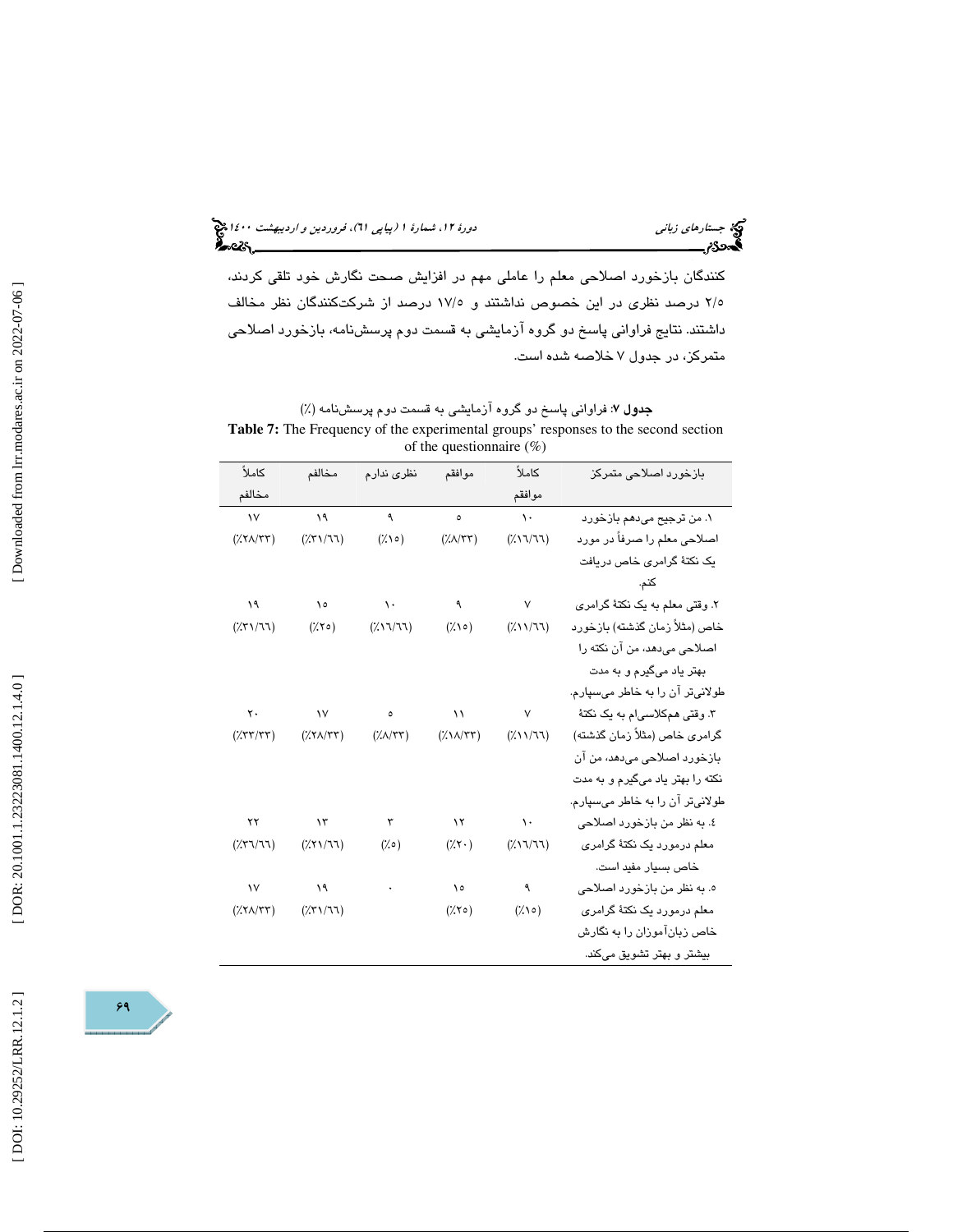کنندگان بازخورد اصلاحی معلم را عاملی مهم در افزایش صحت نگارش خود تلقی کردند، ۲/۵ درصد نظری در این خصوص نداشتند و ۱۷/۵ درصد از شرکت‌کنندگان نظر مخالف داشتند. نتایج فراوانی پاسخ دو گروه آزمایشی به قسمت دوم پرسش‌نامه، بازخورد اصلاحی متمرکز، در جدول ۷ خلاصه شده است.

**جدول ۷**: فراوانی پاسخ دو گروه آزمایشی به قسمت دوم پرسش‌نامه (٪)

**Table 7:** The Frequency of the experimental groups' responses to the second section of the questionnaire (%)

| بازخورد اصلاحی متمرکز | کاملاً موافقم | موافقم | نظری ندارم | مخالفم | کاملاً مخالفم |
|---|---|---|---|---|---|
| ۱. من ترجیح می‌دهم بازخورد اصلاحی معلم را صرفاً در مورد یک نکتهٔ گرامری خاص دریافت کنم. | ۱۰ (٪۱۶/۶۶) | ۵ (٪۸/۳۳) | ۹ (٪۱۵) | ۱۹ (٪۳۱/۶۶) | ۱۷ (٪۲۸/۳۳) |
| ۲. وقتی معلم به یک نکتهٔ گرامری خاص (مثلاً زمان گذشته) بازخورد اصلاحی می‌دهد، من آن نکته را بهتر یاد می‌گیرم و به مدت طولانی‌تر آن را به خاطر می‌سپارم. | ۷ (٪۱۱/۶۶) | ۹ (٪۱۵) | ۱۰ (٪۱۶/۶۶) | ۱۵ (٪۲۵) | ۱۹ (٪۳۱/۶۶) |
| ۳. وقتی هم‌کلاسی‌ام به یک نکتهٔ گرامری خاص (مثلاً زمان گذشته) بازخورد اصلاحی می‌دهد، من آن نکته را بهتر یاد می‌گیرم و به مدت طولانی‌تر آن را به خاطر می‌سپارم. | ۷ (٪۱۱/۶۶) | ۱۱ (٪۱۸/۳۳) | ۵ (٪۸/۳۳) | ۱۷ (٪۲۸/۳۳) | ۲۰ (٪۳۳/۳۳) |
| ۴. به نظر من بازخورد اصلاحی معلم درمورد یک نکتهٔ گرامری خاص بسیار مفید است. | ۱۰ (٪۱۶/۶۶) | ۱۲ (٪۲۰) | ۳ (٪۵) | ۱۳ (٪۲۱/۶۶) | ۲۲ (٪۳۶/۶۶) |
| ۵. به نظر من بازخورد اصلاحی معلم درمورد یک نکتهٔ گرامری خاص زبان‌آموزان را به نگارش بیشتر و بهتر تشویق می‌کند. | ۹ (٪۱۵) | ۱۵ (٪۲۵) | ۰ | ۱۹ (٪۳۱/۶۶) | ۱۷ (٪۲۸/۳۳) |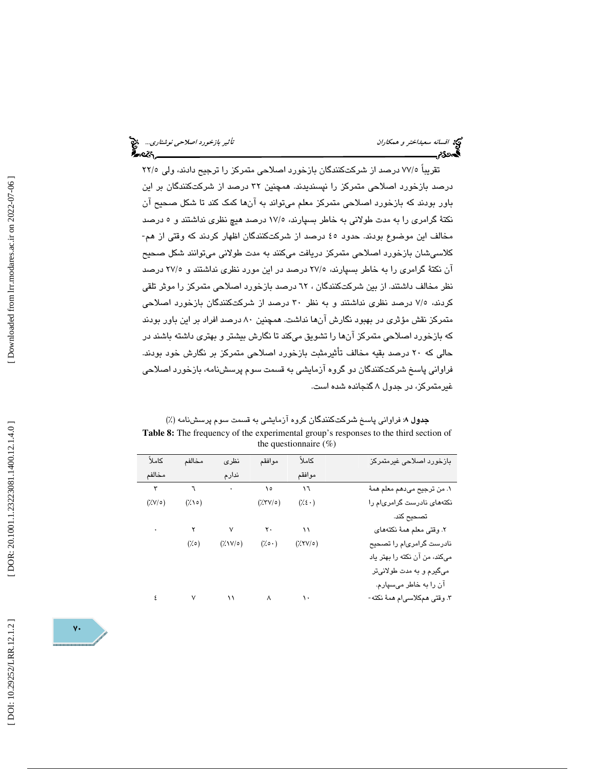تقریباً ۷۷/۵ درصد از شرکت‌کنندگان بازخورد اصلاحی متمرکز را ترجیح دادند، ولی ۲۲/۵ درصد بازخورد اصلاحی متمرکز را نپسندیدند. همچنین ۳۲ درصد از شرکت‌کنندگان بر این باور بودند که بازخورد اصلاحی متمرکز معلم می‌تواند به آن‌ها کمک کند تا شکل صحیح آن نکتهٔ گرامری را به مدت طولانی به خاطر بسپارند، ۱۷/۵ درصد هیچ نظری نداشتند و ۵ درصد مخالف این موضوع بودند. حدود ٤٥ درصد از شرکت‌کنندگان اظهار کردند که وقتی از هم‌کلاسی‌شان بازخورد اصلاحی متمرکز دریافت می‌کنند به مدت طولانی می‌توانند شکل صحیح آن نکتهٔ گرامری را به خاطر بسپارند، ۲۷/۵ درصد در این مورد نظری نداشتند و ۲۷/۵ درصد نظر مخالف داشتند. از بین شرکت‌کنندگان ، ٦٢ درصد بازخورد اصلاحی متمرکز را موثر تلقی کردند، ۷/۵ درصد نظری نداشتند و به نظر ۳۰ درصد از شرکت‌کنندگان بازخورد اصلاحی متمرکز نقش مؤثری در بهبود نگارش آن‌ها نداشت. همچنین ۸۰ درصد افراد بر این باور بودند که بازخورد اصلاحی متمرکز آن‌ها را تشویق می‌کند تا نگارش بیشتر و بهتری داشته باشند در حالی که ۲۰ درصد بقیه مخالف تأثیرمثبت بازخورد اصلاحی متمرکز بر نگارش خود بودند. فراوانی پاسخ شرکت‌کنندگان دو گروه آزمایشی به قسمت سوم پرسش‌نامه، بازخورد اصلاحی غیرمتمرکز، در جدول ۸ گنجانده شده است.

**جدول ۸**: فراوانی پاسخ شرکت‌کنندگان گروه آزمایشی به قسمت سوم پرسش‌نامه (٪)

**Table 8:** The frequency of the experimental group's responses to the third section of the questionnaire (%)

| بازخورد اصلاحی غیرمتمرکز | کاملاً موافقم | موافقم | نظری ندارم | مخالفم | کاملاً مخالفم |
|---|---|---|---|---|---|
| ۱. من ترجیح می‌دهم معلم همهٔ نکته‌های نادرست گرامری‌ام را تصحیح کند. | ۱٦ (٪٤۰) | ۱٥ (٪۳۷/٥) | ۰ | ٦ (٪۱٥) | ۳ (٪۷/٥) |
| ۲. وقتی معلم همهٔ نکته‌های نادرست گرامری‌ام را تصحیح می‌کند، من آن نکته را بهتر یاد می‌گیرم و به مدت طولانی‌تر آن را به خاطر می‌سپارم. | ۱۱ (٪۲۷/٥) | ۲۰ (٪٥۰) | ۷ (٪۱۷/٥) | ۲ (٪٥) | ۰ |
| ۳. وقتی هم‌کلاسی‌ام همهٔ نکته- | ۱۰ | ۸ | ۱۱ | ۷ | ٤ |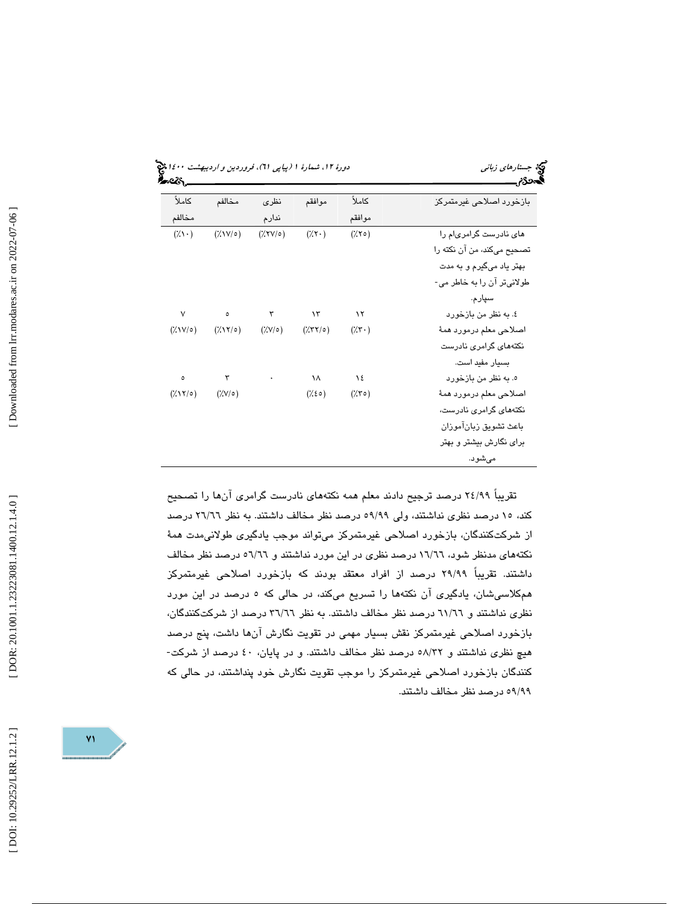| بازخورد اصلاحی غیرمتمرکز | کاملاً موافقم | موافقم | نظری ندارم | مخالفم | کاملاً مخالفم |
|---|---|---|---|---|---|
| های نادرست گرامری‌ام را تصحیح می‌کند، من آن نکته را بهتر یاد می‌گیرم و به مدت طولانی‌تر آن را به خاطر می‌سپارم. | (٪۲۵) | (٪۲۰) | (٪۲۷/۵) | (٪۱۷/۵) | (٪۱۰) |
| ٤. به نظر من بازخورد اصلاحی معلم درمورد همهٔ نکته‌های گرامری نادرست بسیار مفید است. | ۱۲ (٪۳۰) | ۱۳ (٪۳۲/۵) | ۳ (٪۷/۵) | ۵ (٪۱۲/۵) | ۷ (٪۱۷/۵) |
| ٥. به نظر من بازخورد اصلاحی معلم درمورد همهٔ نکته‌های گرامری نادرست، باعث تشویق زبان‌آموزان برای نگارش بیشتر و بهتر می‌شود. | ۱٤ (٪۳۵) | ۱۸ (٪٤٥) | ۰ | ۳ (٪۷/۵) | ۵ (٪۱۲/۵) |

تقریباً ۲٤/۹۹ درصد ترجیح دادند معلم همه نکته‌های نادرست گرامری آن‌ها را تصحیح کند، ۱۵ درصد نظری نداشتند، ولی ۵۹/۹۹ درصد نظر مخالف داشتند. به نظر ۲٦/٦٦ درصد از شرکت‌کنندگان، بازخورد اصلاحی غیرمتمرکز می‌تواند موجب یادگیری طولانی‌مدت همهٔ نکته‌های مدنظر شود، ۱٦/٦٦ درصد نظری در این مورد نداشتند و ٥٦/٦٦ درصد نظر مخالف داشتند. تقریباً ۲۹/۹۹ درصد از افراد معتقد بودند که بازخورد اصلاحی غیرمتمرکز هم‌کلاسی‌شان، یادگیری آن نکته‌ها را تسریع می‌کند، در حالی که ٥ درصد در این مورد نظری نداشتند و ٦۱/٦٦ درصد نظر مخالف داشتند. به نظر ۳٦/٦٦ درصد از شرکت‌کنندگان، بازخورد اصلاحی غیرمتمرکز نقش بسیار مهمی در تقویت نگارش آن‌ها داشت، پنج درصد هیچ نظری نداشتند و ٥۸/۳۲ درصد نظر مخالف داشتند. و در پایان، ٤۰ درصد از شرکت‌کنندگان بازخورد اصلاحی غیرمتمرکز را موجب تقویت نگارش خود پنداشتند، در حالی که ٥۹/۹۹ درصد نظر مخالف داشتند.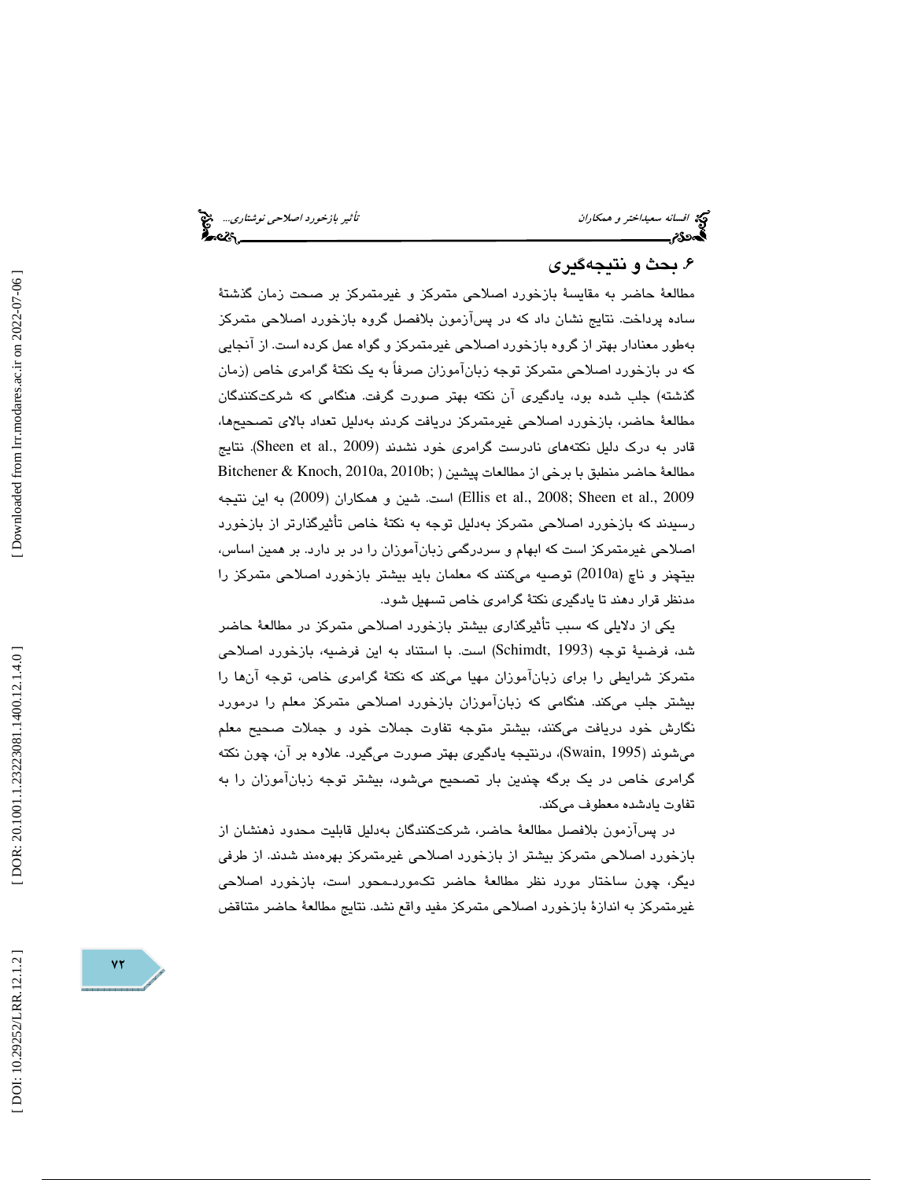## ۶. بحث و نتیجه‌گیری

مطالعۀ حاضر به مقایسۀ بازخورد اصلاحی متمرکز و غیرمتمرکز بر صحت زمان گذشتۀ ساده پرداخت. نتایج نشان داد که در پس‌آزمون بلافصل گروه بازخورد اصلاحی متمرکز به‌طور معنادار بهتر از گروه بازخورد اصلاحی غیرمتمرکز و گواه عمل کرده است. از آنجایی که در بازخورد اصلاحی متمرکز توجه زبان‌آموزان صرفاً به یک نکتۀ گرامری خاص (زمان گذشته) جلب شده بود، یادگیری آن نکته بهتر صورت گرفت. هنگامی که شرکت‌کنندگان مطالعۀ حاضر، بازخورد اصلاحی غیرمتمرکز دریافت کردند به‌دلیل تعداد بالای تصحیح‌ها، قادر به درک دلیل نکته‌های نادرست گرامری خود نشدند (Sheen et al., 2009). نتایج مطالعۀ حاضر منطبق با برخی از مطالعات پیشین (Bitchener & Knoch, 2010a, 2010b; Ellis et al., 2008; Sheen et al., 2009) است. شین و همکاران (2009) به این نتیجه رسیدند که بازخورد اصلاحی متمرکز به‌دلیل توجه به نکتۀ خاص تأثیرگذارتر از بازخورد اصلاحی غیرمتمرکز است که ابهام و سردرگمی زبان‌آموزان را در بر دارد. بر همین اساس، بیتچنر و ناچ (2010a) توصیه می‌کنند که معلمان باید بیشتر بازخورد اصلاحی متمرکز را مدنظر قرار دهند تا یادگیری نکتۀ گرامری خاص تسهیل شود.

یکی از دلایلی که سبب تأثیرگذاری بیشتر بازخورد اصلاحی متمرکز در مطالعۀ حاضر شد، فرضیۀ توجه (Schimdt, 1993) است. با استناد به این فرضیه، بازخورد اصلاحی متمرکز شرایطی را برای زبان‌آموزان مهیا می‌کند که نکتۀ گرامری خاص، توجه آن‌ها را بیشتر جلب می‌کند. هنگامی که زبان‌آموزان بازخورد اصلاحی متمرکز معلم را درمورد نگارش خود دریافت می‌کنند، بیشتر متوجه تفاوت جملات خود و جملات صحیح معلم می‌شوند (Swain, 1995)، درنتیجه یادگیری بهتر صورت می‌گیرد. علاوه بر آن، چون نکته گرامری خاص در یک برگه چندین بار تصحیح می‌شود، بیشتر توجه زبان‌آموزان را به تفاوت یادشده معطوف می‌کند.

در پس‌آزمون بلافصل مطالعۀ حاضر، شرکت‌کنندگان به‌دلیل قابلیت محدود ذهنشان از بازخورد اصلاحی متمرکز بیشتر از بازخورد اصلاحی غیرمتمرکز بهره‌مند شدند. از طرفی دیگر، چون ساختار مورد نظر مطالعۀ حاضر تکمورد‌ـ‌محور است، بازخورد اصلاحی غیرمتمرکز به اندازۀ بازخورد اصلاحی متمرکز مفید واقع نشد. نتایج مطالعۀ حاضر متناقض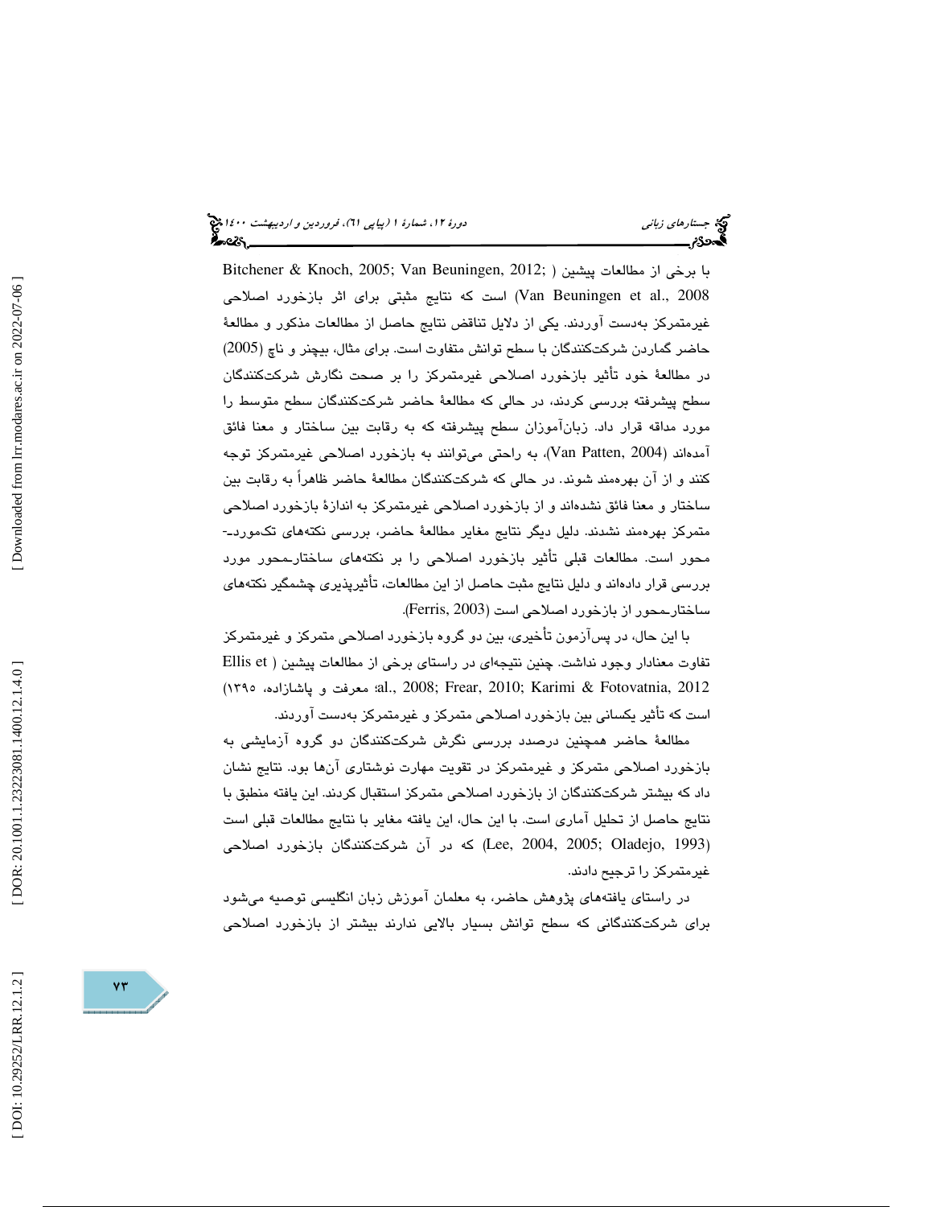با برخی از مطالعات پیشین (Bitchener & Knoch, 2005; Van Beuningen, 2012; Van Beuningen et al., 2008) است که نتایج مثبتی برای اثر بازخورد اصلاحی غیرمتمرکز به‌دست آوردند. یکی از دلایل تناقض نتایج حاصل از مطالعات مذکور و مطالعهٔ حاضر گماردن شرکت‌کنندگان با سطح توانش متفاوت است. برای مثال، بیچنر و ناچ (2005) در مطالعهٔ خود تأثیر بازخورد اصلاحی غیرمتمرکز را بر صحت نگارش شرکت‌کنندگان سطح پیشرفته بررسی کردند، در حالی که مطالعهٔ حاضر شرکت‌کنندگان سطح متوسط را مورد مداقه قرار داد. زبان‌آموزان سطح پیشرفته که به رقابت بین ساختار و معنا فائق آمده‌اند (Van Patten, 2004)، به راحتی می‌توانند به بازخورد اصلاحی غیرمتمرکز توجه کنند و از آن بهره‌مند شوند. در حالی که شرکت‌کنندگان مطالعهٔ حاضر ظاهراً به رقابت بین ساختار و معنا فائق نشده‌اند و از بازخورد اصلاحی غیرمتمرکز به اندازهٔ بازخورد اصلاحی متمرکز بهره‌مند نشدند. دلیل دیگر نتایج مغایر مطالعهٔ حاضر، بررسی نکته‌های تک‌مورد-محور است. مطالعات قبلی تأثیر بازخورد اصلاحی را بر نکته‌های ساختار-محور مورد بررسی قرار داده‌اند و دلیل نتایج مثبت حاصل از این مطالعات، تأثیرپذیری چشمگیر نکته‌های ساختار-محور از بازخورد اصلاحی است (Ferris, 2003).

با این حال، در پس‌آزمون تأخیری، بین دو گروه بازخورد اصلاحی متمرکز و غیرمتمرکز تفاوت معنادار وجود نداشت. چنین نتیجه‌ای در راستای برخی از مطالعات پیشین (Ellis et al., 2008; Frear, 2010; Karimi & Fotovatnia, 2012؛ معرفت و پاشازاده، ۱۳۹۵) است که تأثیر یکسانی بین بازخورد اصلاحی متمرکز و غیرمتمرکز به‌دست آوردند.

مطالعهٔ حاضر همچنین درصدد بررسی نگرش شرکت‌کنندگان دو گروه آزمایشی به بازخورد اصلاحی متمرکز و غیرمتمرکز در تقویت مهارت نوشتاری آن‌ها بود. نتایج نشان داد که بیشتر شرکت‌کنندگان از بازخورد اصلاحی متمرکز استقبال کردند. این یافته منطبق با نتایج حاصل از تحلیل آماری است. با این حال، این یافته مغایر با نتایج مطالعات قبلی است (Lee, 2004, 2005; Oladejo, 1993) که در آن شرکت‌کنندگان بازخورد اصلاحی غیرمتمرکز را ترجیح دادند.

در راستای یافته‌های پژوهش حاضر، به معلمان آموزش زبان انگلیسی توصیه می‌شود برای شرکت‌کنندگانی که سطح توانش بسیار بالایی ندارند بیشتر از بازخورد اصلاحی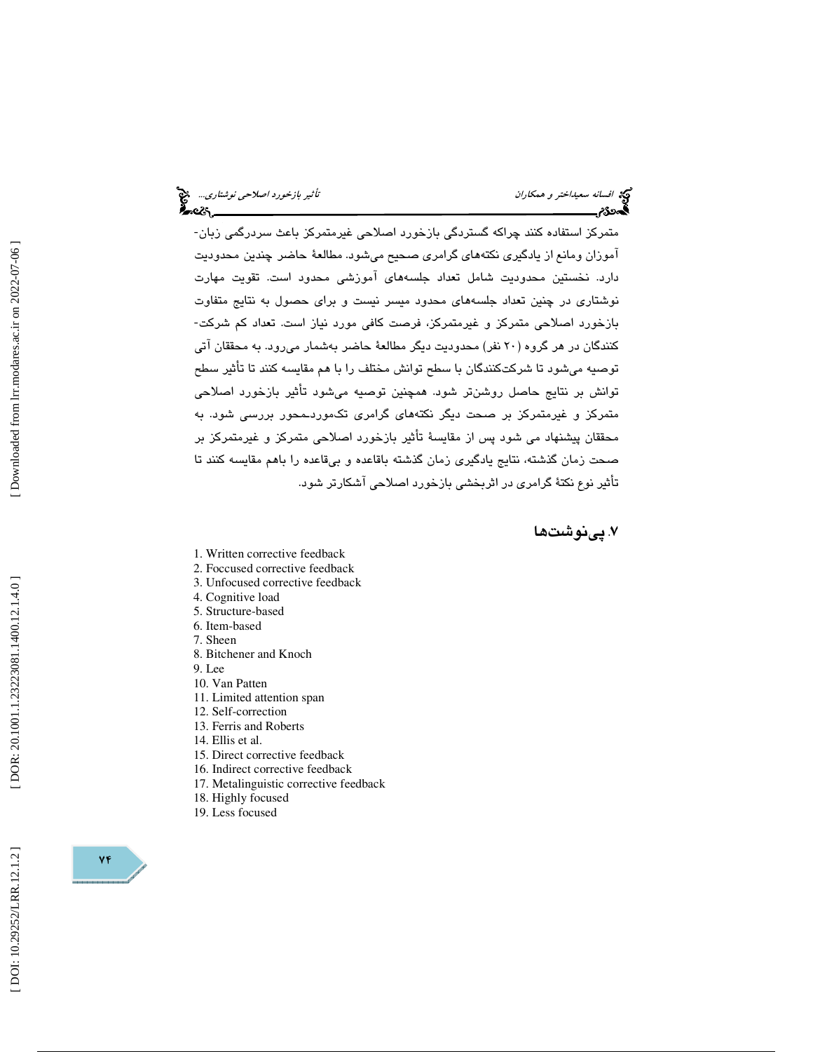متمرکز استفاده کنند چراکه گستردگی بازخورد اصلاحی غیرمتمرکز باعث سردرگمی زبان‌آموزان ومانع از یادگیری نکته‌های گرامری صحیح می‌شود. مطالعهٔ حاضر چندین محدودیت دارد. نخستین محدودیت شامل تعداد جلسه‌های آموزشی محدود است. تقویت مهارت نوشتاری در چنین تعداد جلسه‌های محدود میسر نیست و برای حصول به نتایج متفاوت بازخورد اصلاحی متمرکز و غیرمتمرکز، فرصت کافی مورد نیاز است. تعداد کم شرکت‌کنندگان در هر گروه (۲۰ نفر) محدودیت دیگر مطالعهٔ حاضر به‌شمار می‌رود. به محققان آتی توصیه می‌شود تا شرکت‌کنندگان با سطح توانش مختلف را با هم مقایسه کنند تا تأثیر سطح توانش بر نتایج حاصل روشن‌تر شود. همچنین توصیه می‌شود تأثیر بازخورد اصلاحی متمرکز و غیرمتمرکز بر صحت دیگر نکته‌های گرامری تک‌مورد‌محور بررسی شود. به محققان پیشنهاد می شود پس از مقایسهٔ تأثیر بازخورد اصلاحی متمرکز و غیرمتمرکز بر صحت زمان گذشته، نتایج یادگیری زمان گذشته باقاعده و بی‌قاعده را باهم مقایسه کنند تا تأثیر نوع نکتهٔ گرامری در اثربخشی بازخورد اصلاحی آشکارتر شود.

## ۷. پی‌نوشت‌ها

1. Written corrective feedback
2. Foccused corrective feedback
3. Unfocused corrective feedback
4. Cognitive load
5. Structure-based
6. Item-based
7. Sheen
8. Bitchener and Knoch
9. Lee
10. Van Patten
11. Limited attention span
12. Self-correction
13. Ferris and Roberts
14. Ellis et al.
15. Direct corrective feedback
16. Indirect corrective feedback
17. Metalinguistic corrective feedback
18. Highly focused
19. Less focused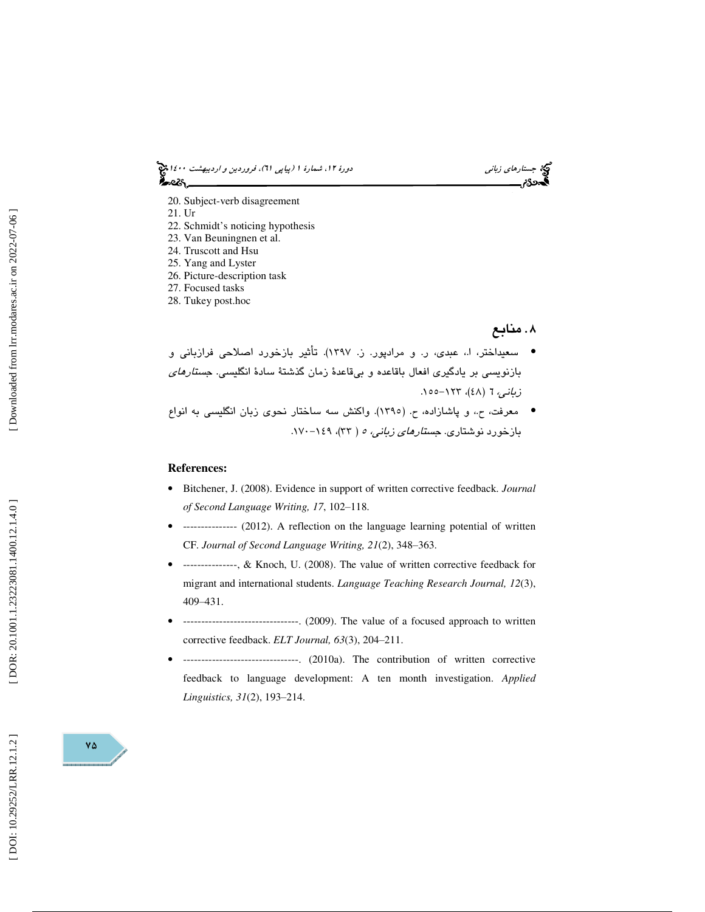20. Subject-verb disagreement
21. Ur
22. Schmidt's noticing hypothesis
23. Van Beuningnen et al.
24. Truscott and Hsu
25. Yang and Lyster
26. Picture-description task
27. Focused tasks
28. Tukey post.hoc

## ۸. منابع

- سعیداختر، ا.، عبدی، ر. و مرادپور. ز. ۱۳۹۷). تأثیر بازخورد اصلاحی فرازبانی و بازنویسی بر یادگیری افعال باقاعده و بی‌قاعدهٔ زمان گذشتهٔ سادهٔ انگلیسی. *جستارهای زبانی*، ۶ (۴۸)، ۱۲۳-۱۵۵.
- معرفت، ح.، و پاشازاده، ح. (۱۳۹۵). واکنش سه ساختار نحوی زبان انگلیسی به انواع بازخورد نوشتاری. *جستارهای زبانی*، ۵ ( ۳۳)، ۱۴۹-۱۷۰.

**References:**

- Bitchener, J. (2008). Evidence in support of written corrective feedback. *Journal of Second Language Writing, 17*, 102–118.
- --------------- (2012). A reflection on the language learning potential of written CF. *Journal of Second Language Writing, 21*(2), 348–363.
- ---------------, & Knoch, U. (2008). The value of written corrective feedback for migrant and international students. *Language Teaching Research Journal, 12*(3), 409–431.
- --------------------------------. (2009). The value of a focused approach to written corrective feedback. *ELT Journal, 63*(3), 204–211.
- --------------------------------. (2010a). The contribution of written corrective feedback to language development: A ten month investigation. *Applied Linguistics, 31*(2), 193–214.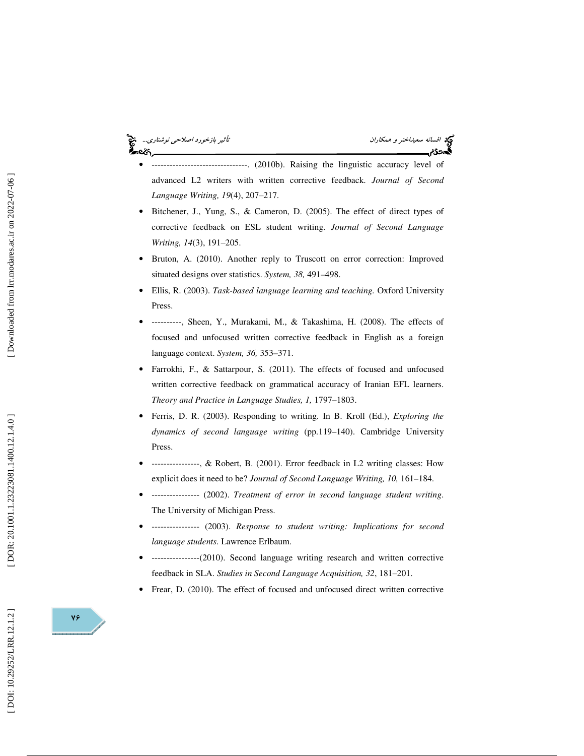- --------------------------------. (2010b). Raising the linguistic accuracy level of advanced L2 writers with written corrective feedback. *Journal of Second Language Writing, 19*(4), 207–217.
- Bitchener, J., Yung, S., & Cameron, D. (2005). The effect of direct types of corrective feedback on ESL student writing. *Journal of Second Language Writing, 14*(3), 191–205.
- Bruton, A. (2010). Another reply to Truscott on error correction: Improved situated designs over statistics. *System, 38,* 491–498.
- Ellis, R. (2003). *Task-based language learning and teaching.* Oxford University Press.
- ----------, Sheen, Y., Murakami, M., & Takashima, H. (2008). The effects of focused and unfocused written corrective feedback in English as a foreign language context. *System, 36,* 353–371.
- Farrokhi, F., & Sattarpour, S. (2011). The effects of focused and unfocused written corrective feedback on grammatical accuracy of Iranian EFL learners. *Theory and Practice in Language Studies, 1,* 1797–1803.
- Ferris, D. R. (2003). Responding to writing. In B. Kroll (Ed.), *Exploring the dynamics of second language writing* (pp.119–140). Cambridge University Press.
- ----------------, & Robert, B. (2001). Error feedback in L2 writing classes: How explicit does it need to be? *Journal of Second Language Writing, 10,* 161–184.
- ---------------- (2002). *Treatment of error in second language student writing*. The University of Michigan Press.
- ---------------- (2003). *Response to student writing: Implications for second language students*. Lawrence Erlbaum.
- ----------------(2010). Second language writing research and written corrective feedback in SLA. *Studies in Second Language Acquisition, 32*, 181–201.
- Frear, D. (2010). The effect of focused and unfocused direct written corrective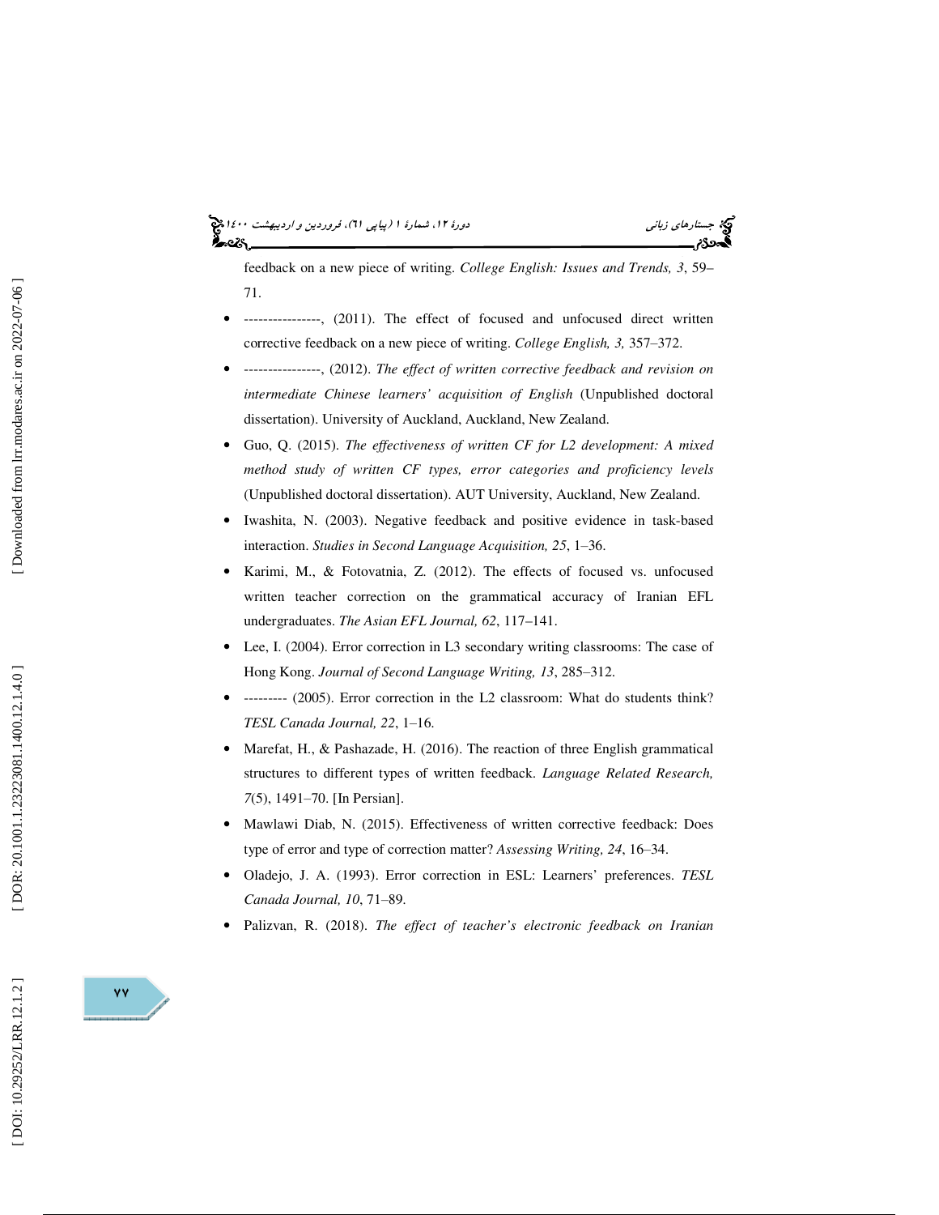feedback on a new piece of writing. *College English: Issues and Trends, 3*, 59–71.

- ----------------, (2011). The effect of focused and unfocused direct written corrective feedback on a new piece of writing. *College English, 3,* 357–372.
- ----------------, (2012). *The effect of written corrective feedback and revision on intermediate Chinese learners' acquisition of English* (Unpublished doctoral dissertation). University of Auckland, Auckland, New Zealand.
- Guo, Q. (2015). *The effectiveness of written CF for L2 development: A mixed method study of written CF types, error categories and proficiency levels* (Unpublished doctoral dissertation). AUT University, Auckland, New Zealand.
- Iwashita, N. (2003). Negative feedback and positive evidence in task-based interaction. *Studies in Second Language Acquisition, 25*, 1–36.
- Karimi, M., & Fotovatnia, Z. (2012). The effects of focused vs. unfocused written teacher correction on the grammatical accuracy of Iranian EFL undergraduates. *The Asian EFL Journal, 62*, 117–141.
- Lee, I. (2004). Error correction in L3 secondary writing classrooms: The case of Hong Kong. *Journal of Second Language Writing, 13*, 285–312.
- --------- (2005). Error correction in the L2 classroom: What do students think? *TESL Canada Journal, 22*, 1–16.
- Marefat, H., & Pashazade, H. (2016). The reaction of three English grammatical structures to different types of written feedback. *Language Related Research, 7*(5), 1491–70. [In Persian].
- Mawlawi Diab, N. (2015). Effectiveness of written corrective feedback: Does type of error and type of correction matter? *Assessing Writing, 24*, 16–34.
- Oladejo, J. A. (1993). Error correction in ESL: Learners' preferences. *TESL Canada Journal, 10*, 71–89.
- Palizvan, R. (2018). *The effect of teacher's electronic feedback on Iranian*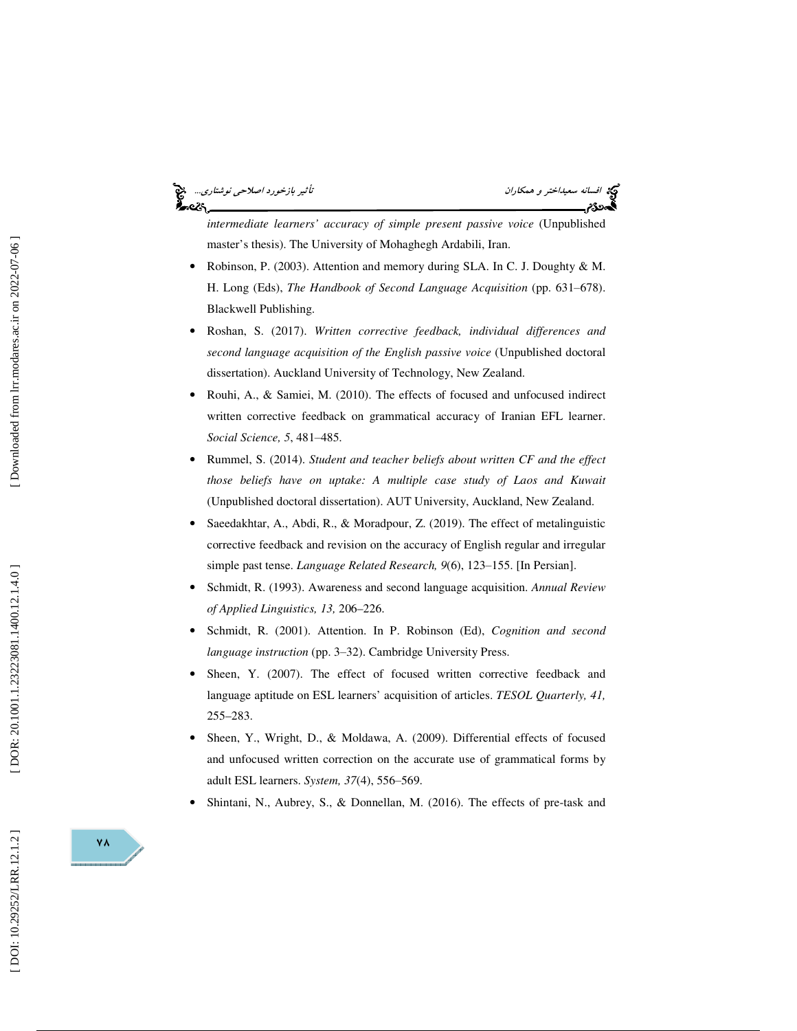*intermediate learners' accuracy of simple present passive voice* (Unpublished master's thesis). The University of Mohaghegh Ardabili, Iran.

- Robinson, P. (2003). Attention and memory during SLA. In C. J. Doughty & M. H. Long (Eds), *The Handbook of Second Language Acquisition* (pp. 631–678). Blackwell Publishing.
- Roshan, S. (2017). *Written corrective feedback, individual differences and second language acquisition of the English passive voice* (Unpublished doctoral dissertation). Auckland University of Technology, New Zealand.
- Rouhi, A., & Samiei, M. (2010). The effects of focused and unfocused indirect written corrective feedback on grammatical accuracy of Iranian EFL learner. *Social Science, 5*, 481–485.
- Rummel, S. (2014). *Student and teacher beliefs about written CF and the effect those beliefs have on uptake: A multiple case study of Laos and Kuwait* (Unpublished doctoral dissertation). AUT University, Auckland, New Zealand.
- Saeedakhtar, A., Abdi, R., & Moradpour, Z. (2019). The effect of metalinguistic corrective feedback and revision on the accuracy of English regular and irregular simple past tense. *Language Related Research, 9*(6), 123–155. [In Persian].
- Schmidt, R. (1993). Awareness and second language acquisition. *Annual Review of Applied Linguistics, 13,* 206–226.
- Schmidt, R. (2001). Attention. In P. Robinson (Ed), *Cognition and second language instruction* (pp. 3–32). Cambridge University Press.
- Sheen, Y. (2007). The effect of focused written corrective feedback and language aptitude on ESL learners' acquisition of articles. *TESOL Quarterly, 41,* 255–283.
- Sheen, Y., Wright, D., & Moldawa, A. (2009). Differential effects of focused and unfocused written correction on the accurate use of grammatical forms by adult ESL learners. *System, 37*(4), 556–569.
- Shintani, N., Aubrey, S., & Donnellan, M. (2016). The effects of pre-task and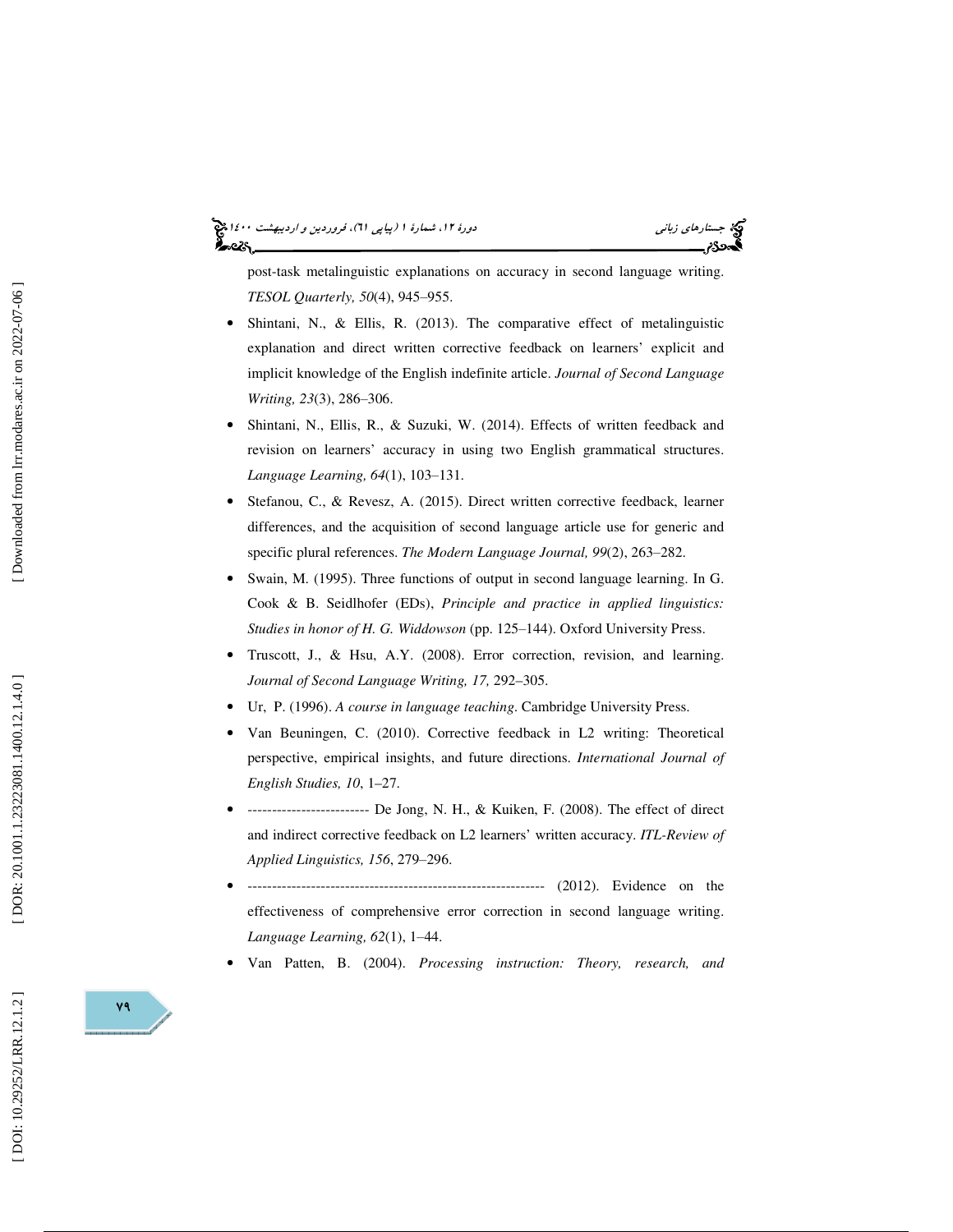post-task metalinguistic explanations on accuracy in second language writing. *TESOL Quarterly, 50*(4), 945–955.

- Shintani, N., & Ellis, R. (2013). The comparative effect of metalinguistic explanation and direct written corrective feedback on learners' explicit and implicit knowledge of the English indefinite article. *Journal of Second Language Writing, 23*(3), 286–306.
- Shintani, N., Ellis, R., & Suzuki, W. (2014). Effects of written feedback and revision on learners' accuracy in using two English grammatical structures. *Language Learning, 64*(1), 103–131.
- Stefanou, C., & Revesz, A. (2015). Direct written corrective feedback, learner differences, and the acquisition of second language article use for generic and specific plural references. *The Modern Language Journal, 99*(2), 263–282.
- Swain, M. (1995). Three functions of output in second language learning. In G. Cook & B. Seidlhofer (EDs), *Principle and practice in applied linguistics: Studies in honor of H. G. Widdowson* (pp. 125–144). Oxford University Press.
- Truscott, J., & Hsu, A.Y. (2008). Error correction, revision, and learning. *Journal of Second Language Writing, 17,* 292–305.
- Ur, P. (1996). *A course in language teaching*. Cambridge University Press.
- Van Beuningen, C. (2010). Corrective feedback in L2 writing: Theoretical perspective, empirical insights, and future directions. *International Journal of English Studies, 10*, 1–27.
- ------------------------- De Jong, N. H., & Kuiken, F. (2008). The effect of direct and indirect corrective feedback on L2 learners' written accuracy. *ITL-Review of Applied Linguistics, 156*, 279–296.
- -------------------------------------------------------------- (2012). Evidence on the effectiveness of comprehensive error correction in second language writing. *Language Learning, 62*(1), 1–44.
- Van Patten, B. (2004). *Processing instruction: Theory, research, and*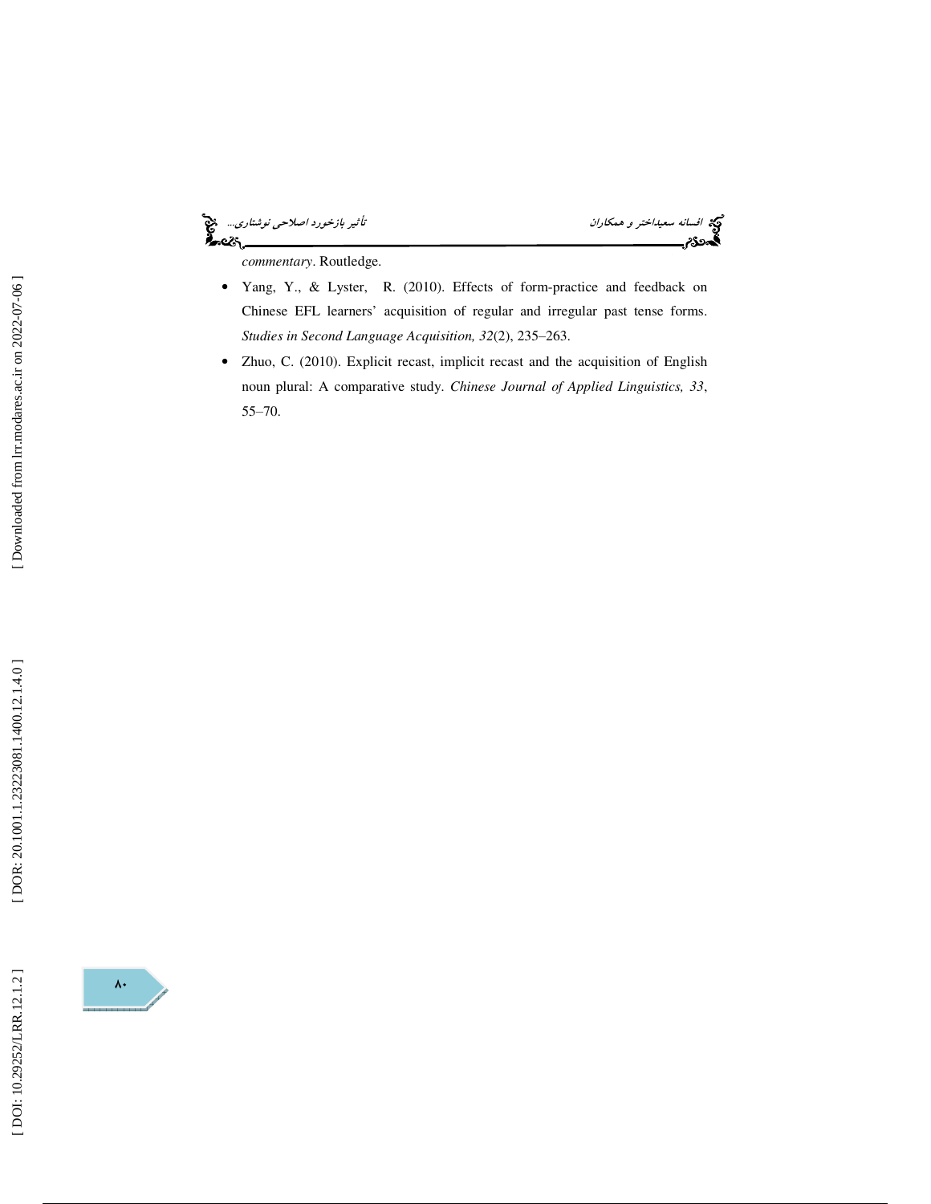*commentary*. Routledge.

- Yang, Y., & Lyster, R. (2010). Effects of form-practice and feedback on Chinese EFL learners' acquisition of regular and irregular past tense forms. *Studies in Second Language Acquisition, 32*(2), 235–263.
- Zhuo, C. (2010). Explicit recast, implicit recast and the acquisition of English noun plural: A comparative study. *Chinese Journal of Applied Linguistics, 33*, 55–70.